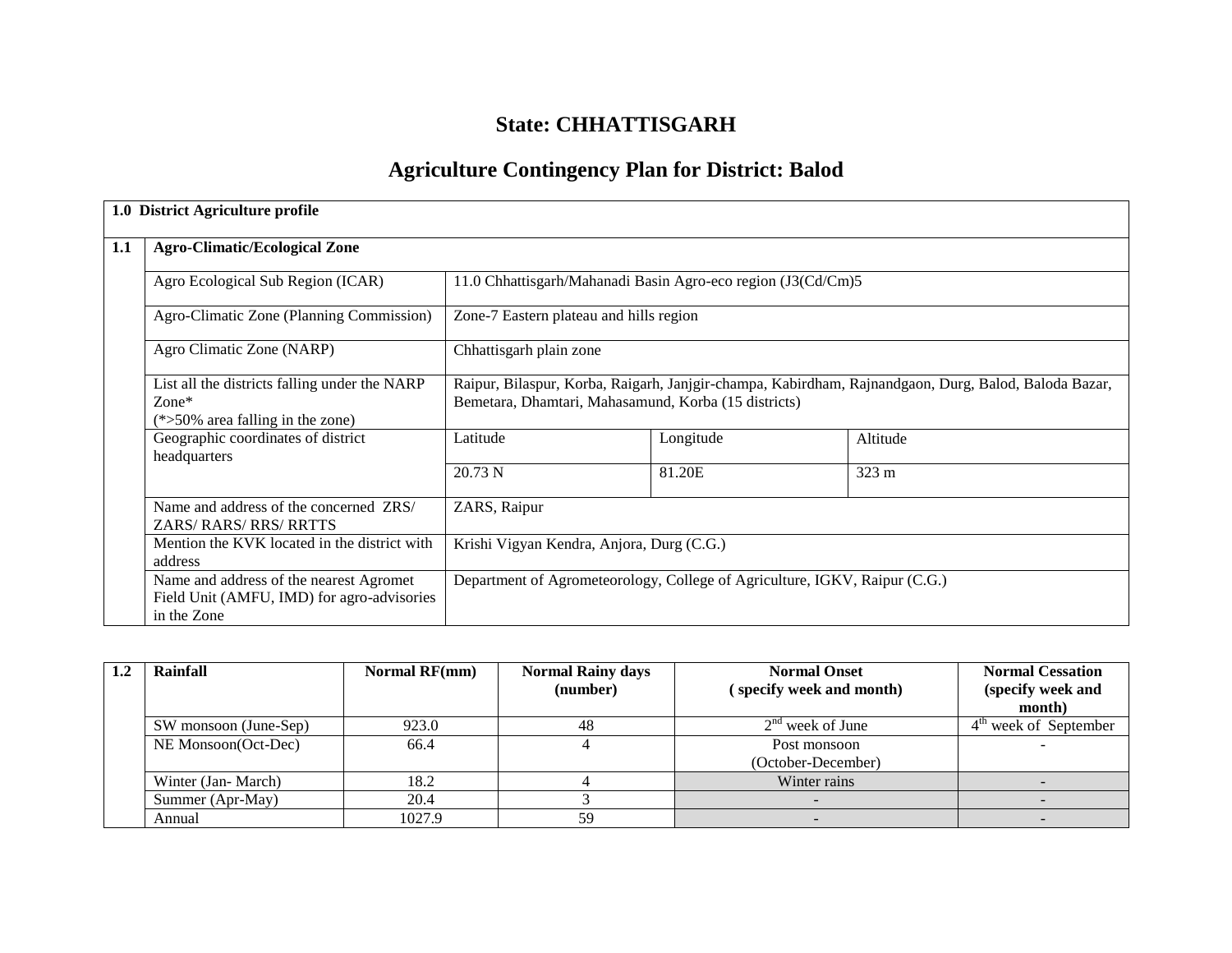# State: CHHATTISGARH

## Agriculture Contingency Plan for District: Balod

| 1.0 District Agriculture profile | | | | |
|---|---|---|---|---|
| **1.1** | **Agro-Climatic/Ecological Zone** | | | |
| | Agro Ecological Sub Region (ICAR) | 11.0 Chhattisgarh/Mahanadi Basin Agro-eco region (J3(Cd/Cm)5 | | |
| | Agro-Climatic Zone (Planning Commission) | Zone-7 Eastern plateau and hills region | | |
| | Agro Climatic Zone (NARP) | Chhattisgarh plain zone | | |
| | List all the districts falling under the NARP Zone* (*>50% area falling in the zone) | Raipur, Bilaspur, Korba, Raigarh, Janjgir-champa, Kabirdham, Rajnandgaon, Durg, Balod, Baloda Bazar, Bemetara, Dhamtari, Mahasamund, Korba (15 districts) | | |
| | Geographic coordinates of district headquarters | Latitude | Longitude | Altitude |
| | | 20.73 N | 81.20E | 323 m |
| | Name and address of the concerned ZRS/ ZARS/ RARS/ RRS/ RRTTS | ZARS, Raipur | | |
| | Mention the KVK located in the district with address | Krishi Vigyan Kendra, Anjora, Durg (C.G.) | | |
| | Name and address of the nearest Agromet Field Unit (AMFU, IMD) for agro-advisories in the Zone | Department of Agrometeorology, College of Agriculture, IGKV, Raipur (C.G.) | | |

| 1.2 | Rainfall | Normal RF(mm) | Normal Rainy days (number) | Normal Onset ( specify week and month) | Normal Cessation (specify week and month) |
|---|---|---|---|---|---|
| | SW monsoon (June-Sep) | 923.0 | 48 | 2nd week of June | 4th week of September |
| | NE Monsoon(Oct-Dec) | 66.4 | 4 | Post monsoon (October-December) | - |
| | Winter (Jan- March) | 18.2 | 4 | Winter rains | - |
| | Summer (Apr-May) | 20.4 | 3 | - | - |
| | Annual | 1027.9 | 59 | - | - |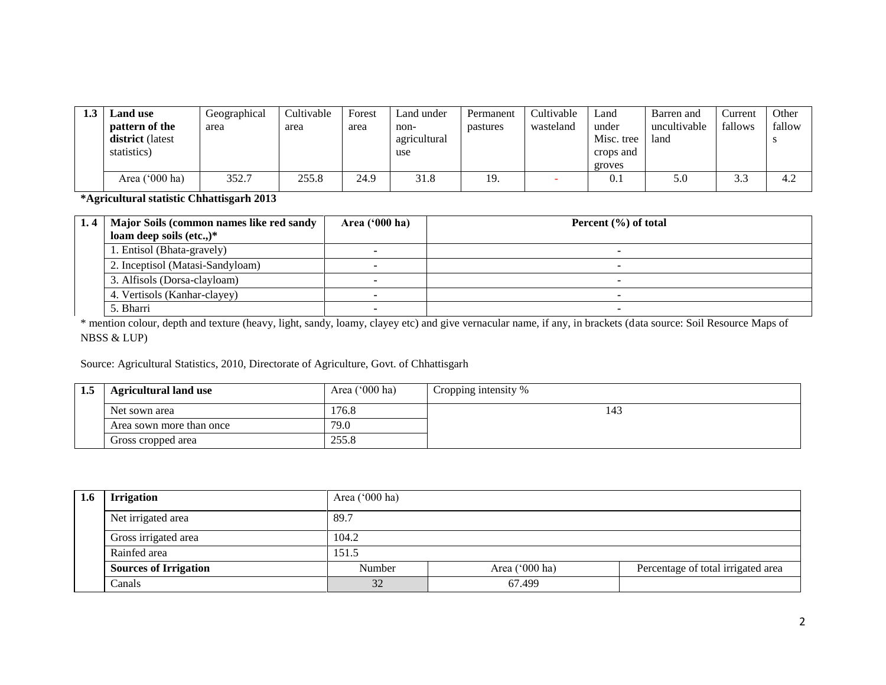| 1.3 | Land use pattern of the district (latest statistics) | Geographical area | Cultivable area | Forest area | Land under non-agricultural use | Permanent pastures | Cultivable wasteland | Land under Misc. tree crops and groves | Barren and uncultivable land | Current fallows | Other fallows |
|---|---|---|---|---|---|---|---|---|---|---|---|
| | Area ('000 ha) | 352.7 | 255.8 | 24.9 | 31.8 | 19. | - | 0.1 | 5.0 | 3.3 | 4.2 |

**\*Agricultural statistic Chhattisgarh 2013**

| 1. 4 | Major Soils (common names like red sandy loam deep soils (etc.,)* | Area ('000 ha) | Percent (%) of total |
|---|---|---|---|
| | 1. Entisol (Bhata-gravely) | - | - |
| | 2. Inceptisol (Matasi-Sandyloam) | - | - |
| | 3. Alfisols (Dorsa-clayloam) | - | - |
| | 4. Vertisols (Kanhar-clayey) | - | - |
| | 5. Bharri | - | - |

\* mention colour, depth and texture (heavy, light, sandy, loamy, clayey etc) and give vernacular name, if any, in brackets (data source: Soil Resource Maps of NBSS & LUP)

Source: Agricultural Statistics, 2010, Directorate of Agriculture, Govt. of Chhattisgarh

| 1.5 | Agricultural land use | Area ('000 ha) | Cropping intensity % |
|---|---|---|---|
| | Net sown area | 176.8 | 143 |
| | Area sown more than once | 79.0 | |
| | Gross cropped area | 255.8 | |

| 1.6 | Irrigation | Area ('000 ha) | | |
|---|---|---|---|---|
| | Net irrigated area | 89.7 | | |
| | Gross irrigated area | 104.2 | | |
| | Rainfed area | 151.5 | | |
| | **Sources of Irrigation** | Number | Area ('000 ha) | Percentage of total irrigated area |
| | Canals | 32 | 67.499 | |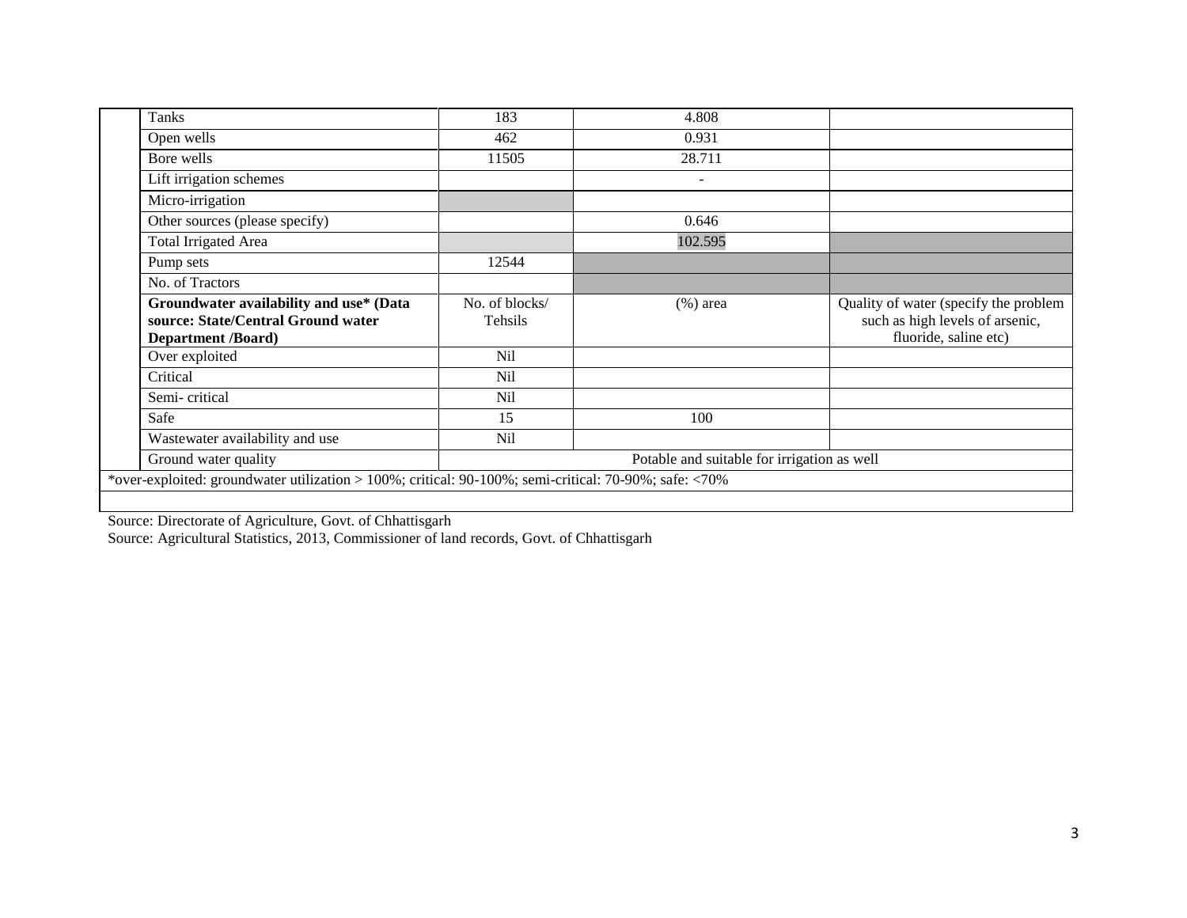| | | | | |
|---|---|---|---|---|
| | Tanks | 183 | 4.808 | |
| | Open wells | 462 | 0.931 | |
| | Bore wells | 11505 | 28.711 | |
| | Lift irrigation schemes | | - | |
| | Micro-irrigation | | | |
| | Other sources (please specify) | | 0.646 | |
| | Total Irrigated Area | | 102.595 | |
| | Pump sets | 12544 | | |
| | No. of Tractors | | | |
| | **Groundwater availability and use* (Data source: State/Central Ground water Department /Board)** | No. of blocks/ Tehsils | (%) area | Quality of water (specify the problem such as high levels of arsenic, fluoride, saline etc) |
| | Over exploited | Nil | | |
| | Critical | Nil | | |
| | Semi- critical | Nil | | |
| | Safe | 15 | 100 | |
| | Wastewater availability and use | Nil | | |
| | Ground water quality | Potable and suitable for irrigation as well | | |
| *over-exploited: groundwater utilization > 100%; critical: 90-100%; semi-critical: 70-90%; safe: <70% | | | | |

Source: Directorate of Agriculture, Govt. of Chhattisgarh

Source: Agricultural Statistics, 2013, Commissioner of land records, Govt. of Chhattisgarh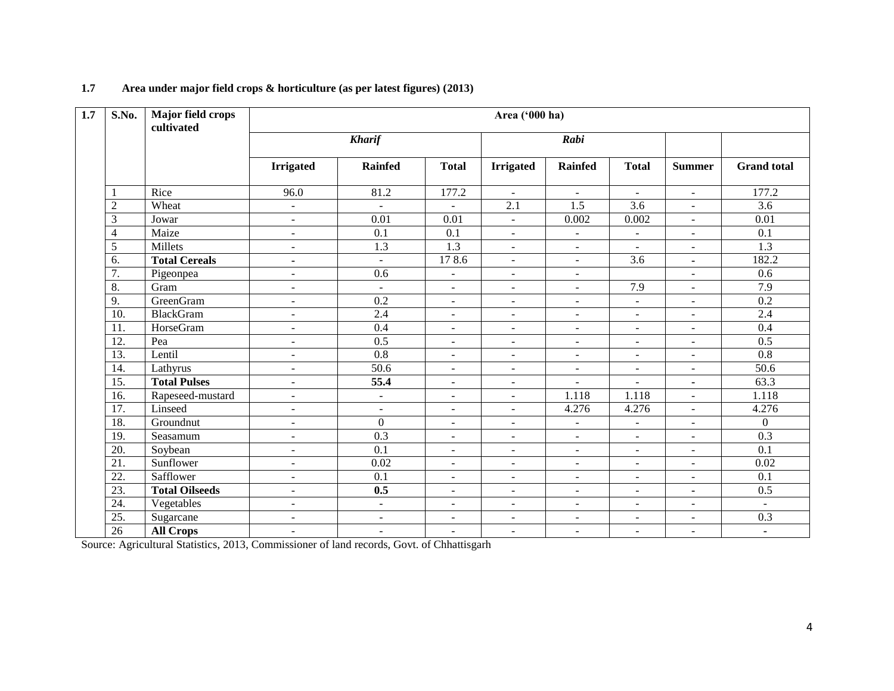**1.7 Area under major field crops & horticulture (as per latest figures) (2013)**

| 1.7 | S.No. | Major field crops cultivated | Area ('000 ha) | | | | | | | |
|---|---|---|---|---|---|---|---|---|---|---|
| | | | *Kharif* | | | *Rabi* | | | | |
| | | | Irrigated | Rainfed | Total | Irrigated | Rainfed | Total | Summer | Grand total |
| | 1 | Rice | 96.0 | 81.2 | 177.2 | - | - | - | - | 177.2 |
| | 2 | Wheat | - | - | - | 2.1 | 1.5 | 3.6 | - | 3.6 |
| | 3 | Jowar | - | 0.01 | 0.01 | - | 0.002 | 0.002 | - | 0.01 |
| | 4 | Maize | - | 0.1 | 0.1 | - | - | - | - | 0.1 |
| | 5 | Millets | - | 1.3 | 1.3 | - | - | - | - | 1.3 |
| | 6. | **Total Cereals** | - | - | 17 8.6 | - | - | 3.6 | - | 182.2 |
| | 7. | Pigeonpea | - | 0.6 | - | - | - | | - | 0.6 |
| | 8. | Gram | - | - | - | - | - | 7.9 | - | 7.9 |
| | 9. | GreenGram | - | 0.2 | - | - | - | - | - | 0.2 |
| | 10. | BlackGram | - | 2.4 | - | - | - | - | - | 2.4 |
| | 11. | HorseGram | - | 0.4 | - | - | - | - | - | 0.4 |
| | 12. | Pea | - | 0.5 | - | - | - | - | - | 0.5 |
| | 13. | Lentil | - | 0.8 | - | - | - | - | - | 0.8 |
| | 14. | Lathyrus | - | 50.6 | - | - | - | - | - | 50.6 |
| | 15. | **Total Pulses** | - | **55.4** | - | - | - | - | - | 63.3 |
| | 16. | Rapeseed-mustard | - | - | - | - | 1.118 | 1.118 | - | 1.118 |
| | 17. | Linseed | - | - | - | - | 4.276 | 4.276 | - | 4.276 |
| | 18. | Groundnut | - | 0 | - | - | - | - | - | 0 |
| | 19. | Seasamum | - | 0.3 | - | - | - | - | - | 0.3 |
| | 20. | Soybean | - | 0.1 | - | - | - | - | - | 0.1 |
| | 21. | Sunflower | - | 0.02 | - | - | - | - | - | 0.02 |
| | 22. | Safflower | - | 0.1 | - | - | - | - | - | 0.1 |
| | 23. | **Total Oilseeds** | - | **0.5** | - | - | - | - | - | 0.5 |
| | 24. | Vegetables | - | - | - | - | - | - | - | - |
| | 25. | Sugarcane | - | - | - | - | - | - | - | 0.3 |
| | 26 | **All Crops** | - | - | - | - | - | - | - | - |

Source: Agricultural Statistics, 2013, Commissioner of land records, Govt. of Chhattisgarh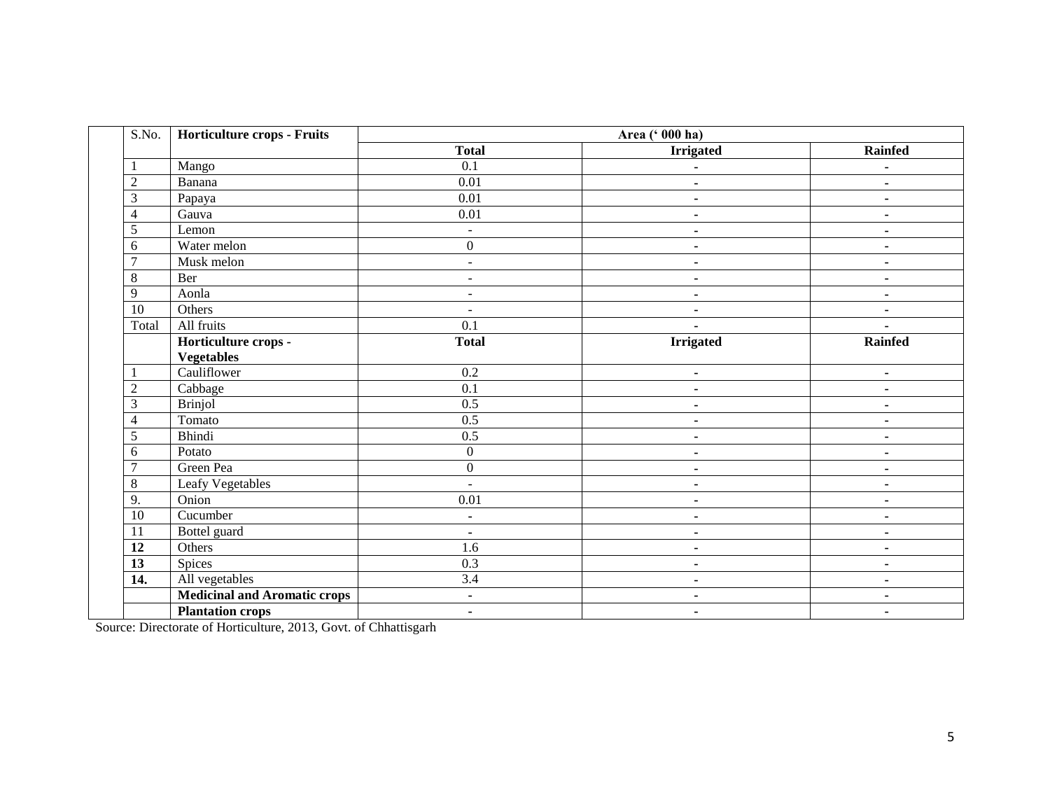| S.No. | Horticulture crops - Fruits | Area (' 000 ha) | | |
|---|---|---|---|---|
| | | **Total** | **Irrigated** | **Rainfed** |
| 1 | Mango | 0.1 | - | - |
| 2 | Banana | 0.01 | - | - |
| 3 | Papaya | 0.01 | - | - |
| 4 | Gauva | 0.01 | - | - |
| 5 | Lemon | - | - | - |
| 6 | Water melon | 0 | - | - |
| 7 | Musk melon | - | - | - |
| 8 | Ber | - | - | - |
| 9 | Aonla | - | - | - |
| 10 | Others | - | - | - |
| Total | All fruits | 0.1 | - | - |
| | **Horticulture crops - Vegetables** | **Total** | **Irrigated** | **Rainfed** |
| 1 | Cauliflower | 0.2 | - | - |
| 2 | Cabbage | 0.1 | - | - |
| 3 | Brinjol | 0.5 | - | - |
| 4 | Tomato | 0.5 | - | - |
| 5 | Bhindi | 0.5 | - | - |
| 6 | Potato | 0 | - | - |
| 7 | Green Pea | 0 | - | - |
| 8 | Leafy Vegetables | - | - | - |
| 9. | Onion | 0.01 | - | - |
| 10 | Cucumber | - | - | - |
| 11 | Bottel guard | - | - | - |
| **12** | Others | 1.6 | - | - |
| **13** | Spices | 0.3 | - | - |
| **14.** | All vegetables | 3.4 | - | - |
| | **Medicinal and Aromatic crops** | - | - | - |
| | **Plantation crops** | - | - | - |

Source: Directorate of Horticulture, 2013, Govt. of Chhattisgarh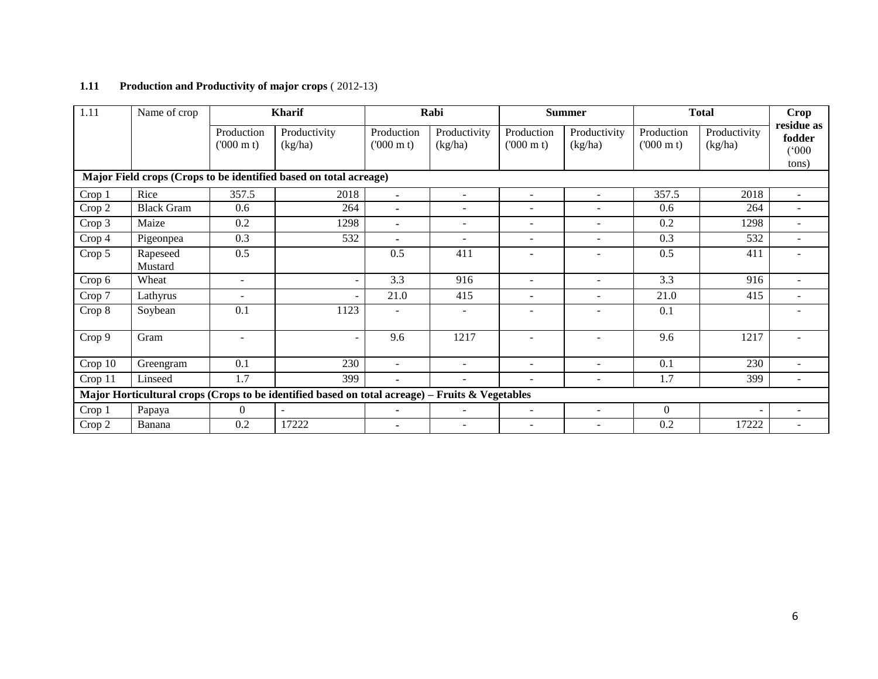**1.11 Production and Productivity of major crops** ( 2012-13)

| 1.11 | Name of crop | Kharif | | Rabi | | Summer | | Total | | Crop residue as fodder ('000 tons) |
|---|---|---|---|---|---|---|---|---|---|---|
| | | Production ('000 m t) | Productivity (kg/ha) | Production ('000 m t) | Productivity (kg/ha) | Production ('000 m t) | Productivity (kg/ha) | Production ('000 m t) | Productivity (kg/ha) | |
| **Major Field crops (Crops to be identified based on total acreage)** | | | | | | | | | | |
| Crop 1 | Rice | 357.5 | 2018 | - | - | - | - | 357.5 | 2018 | - |
| Crop 2 | Black Gram | 0.6 | 264 | - | - | - | - | 0.6 | 264 | - |
| Crop 3 | Maize | 0.2 | 1298 | - | - | - | - | 0.2 | 1298 | - |
| Crop 4 | Pigeonpea | 0.3 | 532 | - | - | - | - | 0.3 | 532 | - |
| Crop 5 | Rapeseed Mustard | 0.5 | | 0.5 | 411 | - | - | 0.5 | 411 | - |
| Crop 6 | Wheat | - | - | 3.3 | 916 | - | - | 3.3 | 916 | - |
| Crop 7 | Lathyrus | - | - | 21.0 | 415 | - | - | 21.0 | 415 | - |
| Crop 8 | Soybean | 0.1 | 1123 | - | - | - | - | 0.1 | | - |
| Crop 9 | Gram | - | - | 9.6 | 1217 | - | - | 9.6 | 1217 | - |
| Crop 10 | Greengram | 0.1 | 230 | - | - | - | - | 0.1 | 230 | - |
| Crop 11 | Linseed | 1.7 | 399 | - | - | - | - | 1.7 | 399 | - |
| **Major Horticultural crops (Crops to be identified based on total acreage) – Fruits & Vegetables** | | | | | | | | | | |
| Crop 1 | Papaya | 0 | - | - | - | - | - | 0 | - | - |
| Crop 2 | Banana | 0.2 | 17222 | - | - | - | - | 0.2 | 17222 | - |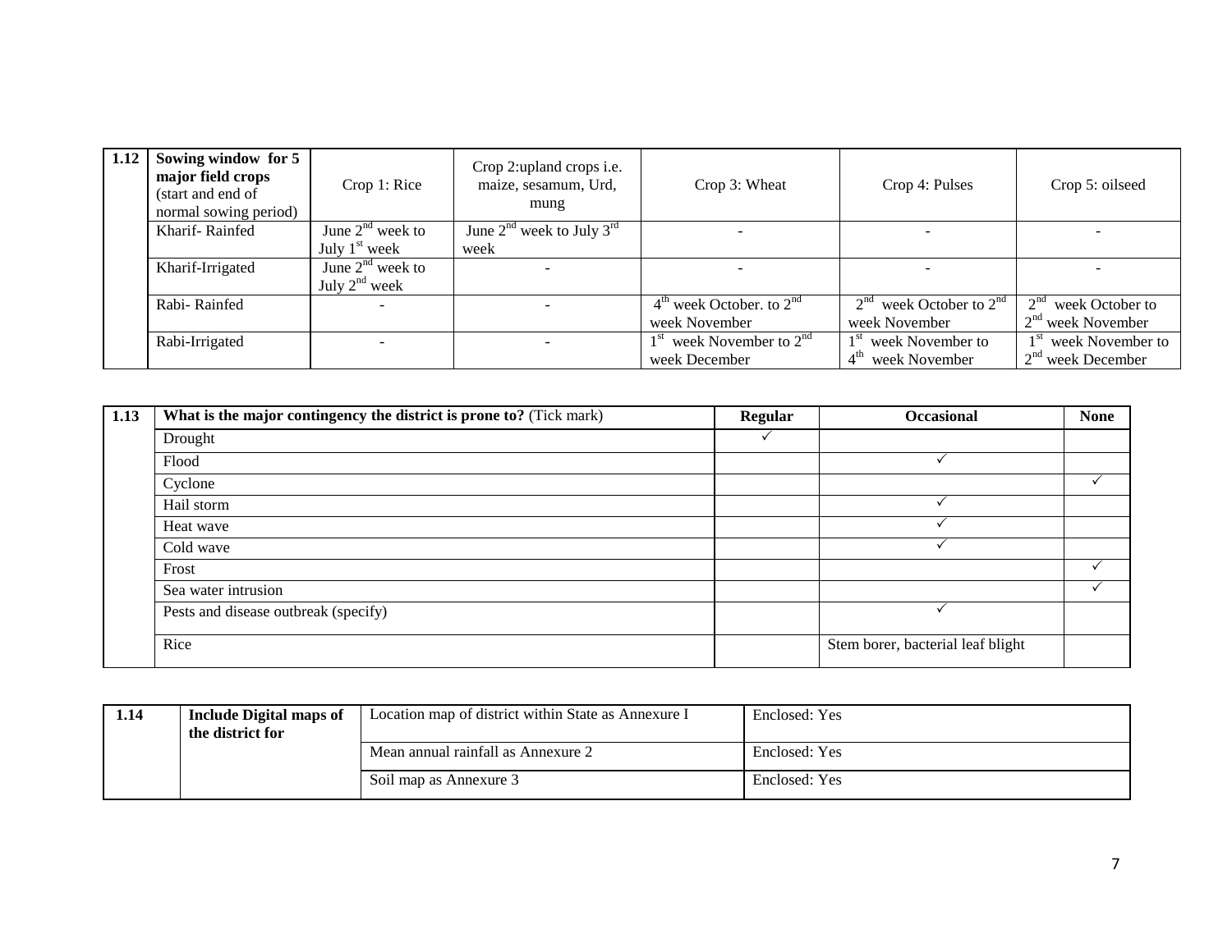| 1.12 | Sowing window for 5 major field crops (start and end of normal sowing period) | Crop 1: Rice | Crop 2:upland crops i.e. maize, sesamum, Urd, mung | Crop 3: Wheat | Crop 4: Pulses | Crop 5: oilseed |
|---|---|---|---|---|---|---|
| | Kharif- Rainfed | June 2nd week to July 1st week | June 2nd week to July 3rd week | - | - | - |
| | Kharif-Irrigated | June 2nd week to July 2nd week | - | - | - | - |
| | Rabi- Rainfed | - | - | 4th week October. to 2nd week November | 2nd week October to 2nd week November | 2nd week October to 2nd week November |
| | Rabi-Irrigated | - | - | 1st week November to 2nd week December | 1st week November to 4th week November | 1st week November to 2nd week December |

| 1.13 | What is the major contingency the district is prone to? (Tick mark) | Regular | Occasional | None |
|---|---|---|---|---|
| | Drought | ✓ | | |
| | Flood | | ✓ | |
| | Cyclone | | | ✓ |
| | Hail storm | | ✓ | |
| | Heat wave | | ✓ | |
| | Cold wave | | ✓ | |
| | Frost | | | ✓ |
| | Sea water intrusion | | | ✓ |
| | Pests and disease outbreak (specify) | | ✓ | |
| | Rice | | Stem borer, bacterial leaf blight | |

| 1.14 | Include Digital maps of the district for | Location map of district within State as Annexure I | Enclosed: Yes |
|---|---|---|---|
| | | Mean annual rainfall as Annexure 2 | Enclosed: Yes |
| | | Soil map as Annexure 3 | Enclosed: Yes |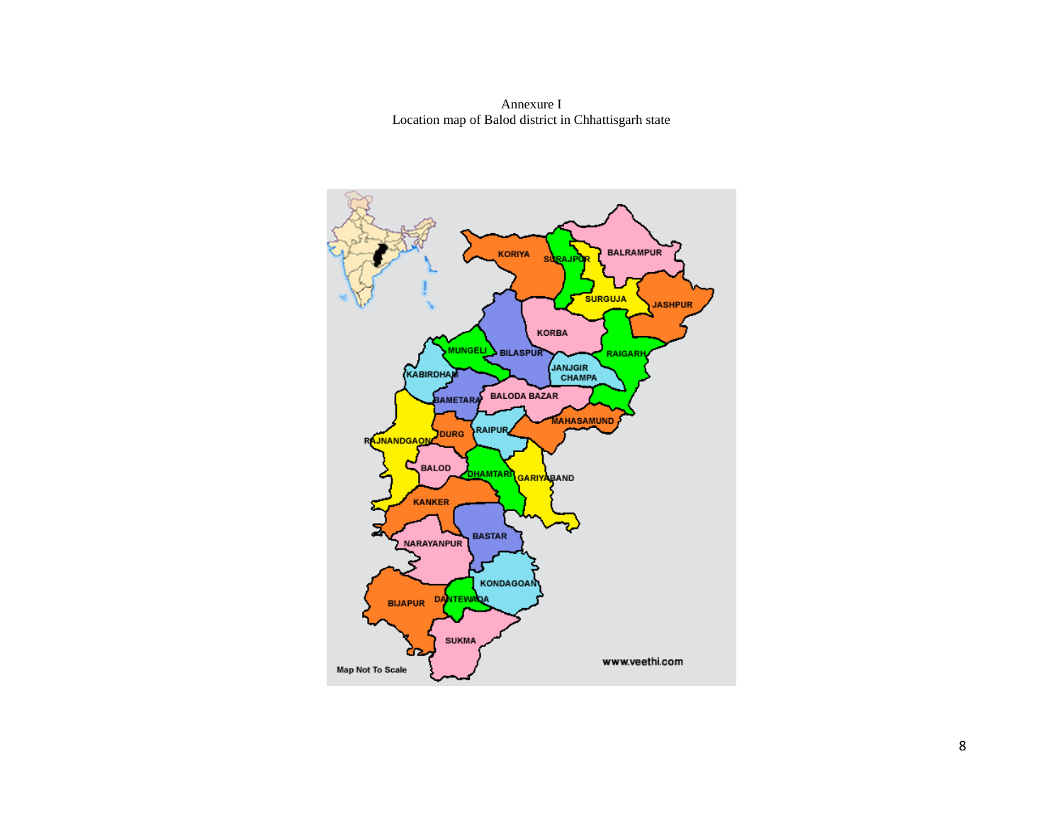Annexure I

Location map of Balod district in Chhattisgarh state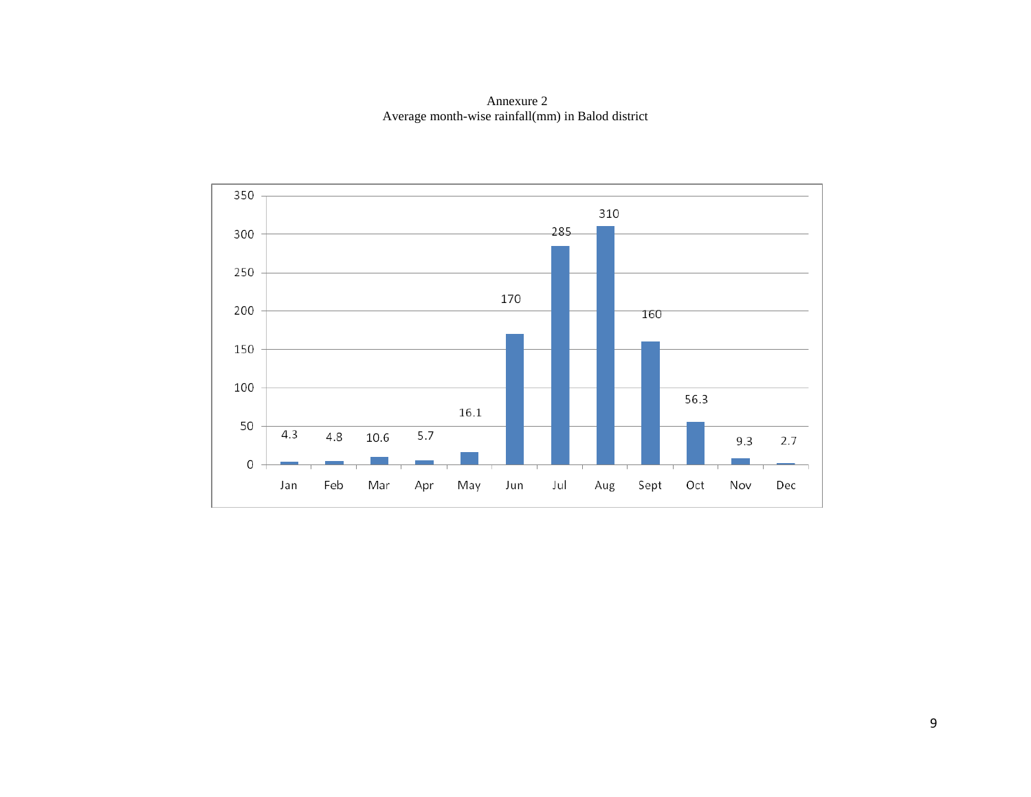Annexure 2

Average month-wise rainfall(mm) in Balod district

| Month | Rainfall (mm) |
|---|---|
| Jan | 4.3 |
| Feb | 4.8 |
| Mar | 10.6 |
| Apr | 5.7 |
| May | 16.1 |
| Jun | 170 |
| Jul | 285 |
| Aug | 310 |
| Sept | 160 |
| Oct | 56.3 |
| Nov | 9.3 |
| Dec | 2.7 |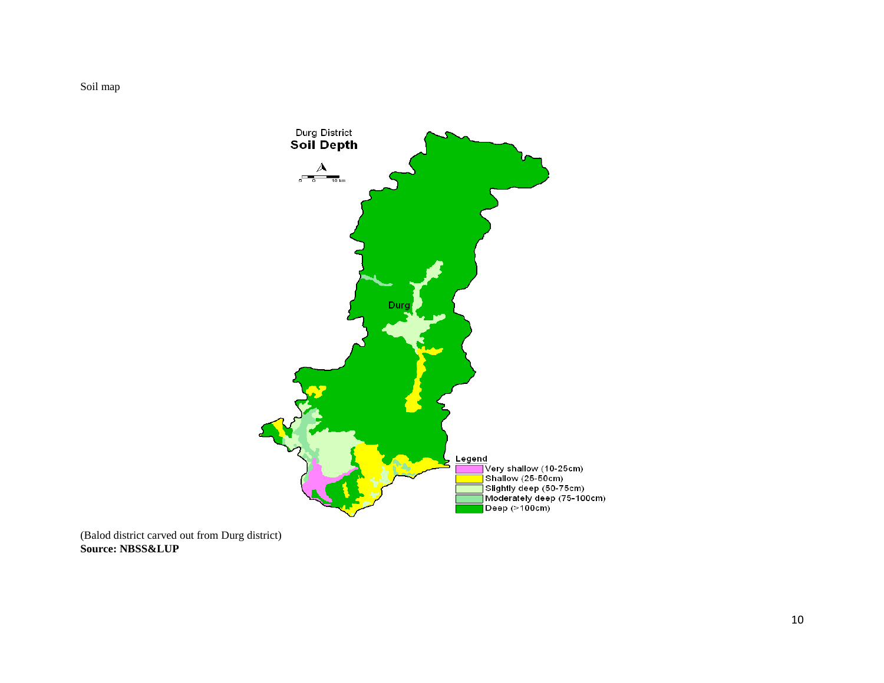Soil map

Durg District
**Soil Depth**

Legend
- Very shallow (10-25cm)
- Shallow (25-50cm)
- Slightly deep (50-75cm)
- Moderately deep (75-100cm)
- Deep (>100cm)

(Balod district carved out from Durg district)
**Source: NBSS&LUP**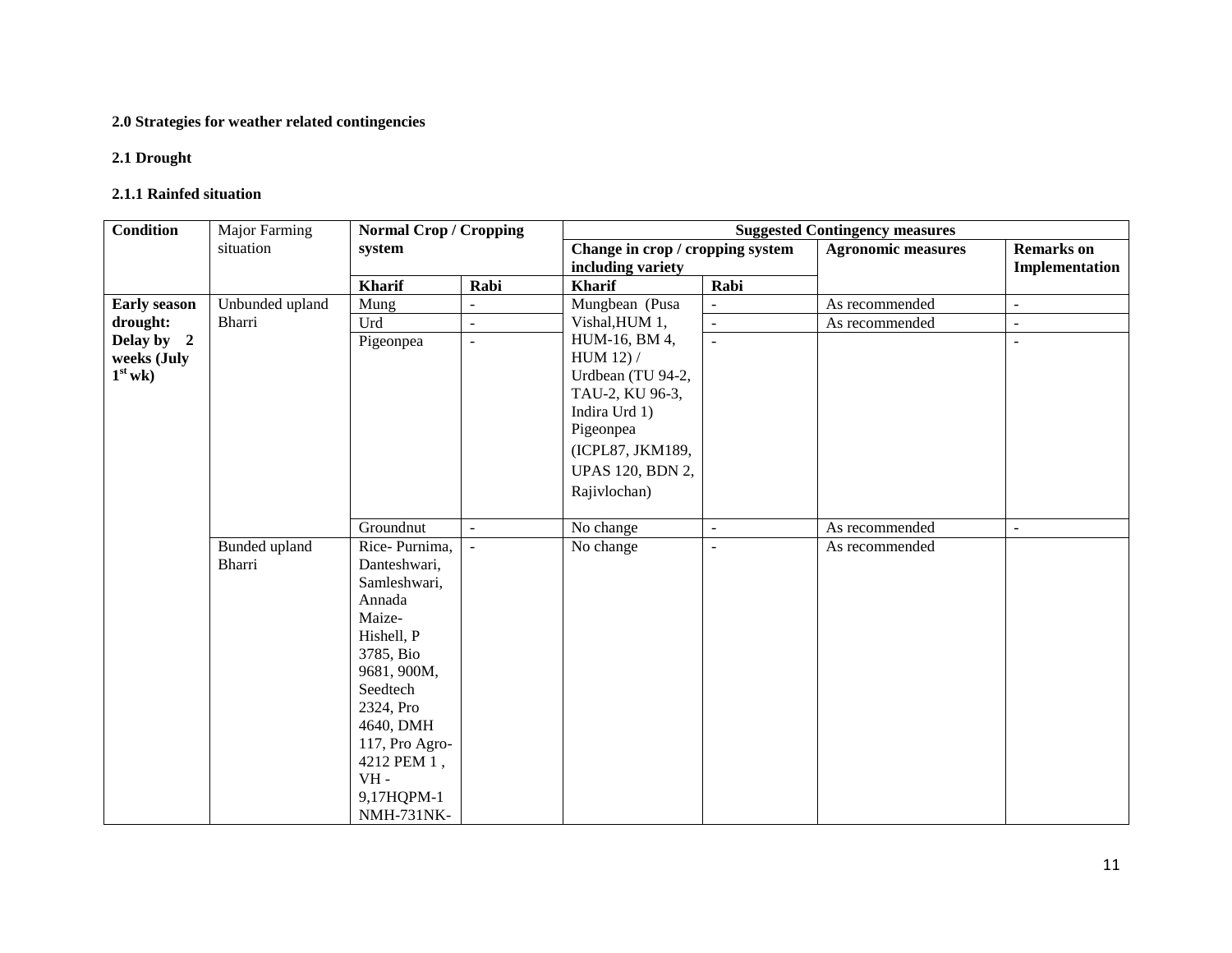**2.0 Strategies for weather related contingencies**

**2.1 Drought**

**2.1.1 Rainfed situation**

| **Condition** | Major Farming situation | **Normal Crop / Cropping system** | | **Suggested Contingency measures** | | | |
|---|---|---|---|---|---|---|---|
| | | | | **Change in crop / cropping system including variety** | | **Agronomic measures** | **Remarks on Implementation** |
| | | **Kharif** | **Rabi** | **Kharif** | **Rabi** | | |
| **Early season drought: Delay by 2 weeks (July 1st wk)** | Unbunded upland Bharri | Mung | - | Mungbean (Pusa Vishal,HUM 1, HUM-16, BM 4, HUM 12) / Urdbean (TU 94-2, TAU-2, KU 96-3, Indira Urd 1) Pigeonpea (ICPL87, JKM189, UPAS 120, BDN 2, Rajivlochan) | - | As recommended | - |
| | | Urd | - | | - | As recommended | - |
| | | Pigeonpea | - | | - | | - |
| | | Groundnut | - | No change | - | As recommended | - |
| | Bunded upland Bharri | Rice- Purnima, Danteshwari, Samleshwari, Annada Maize- Hishell, P 3785, Bio 9681, 900M, Seedtech 2324, Pro 4640, DMH 117, Pro Agro-4212 PEM 1 , VH - 9,17HQPM-1 NMH-731NK- | - | No change | - | As recommended | |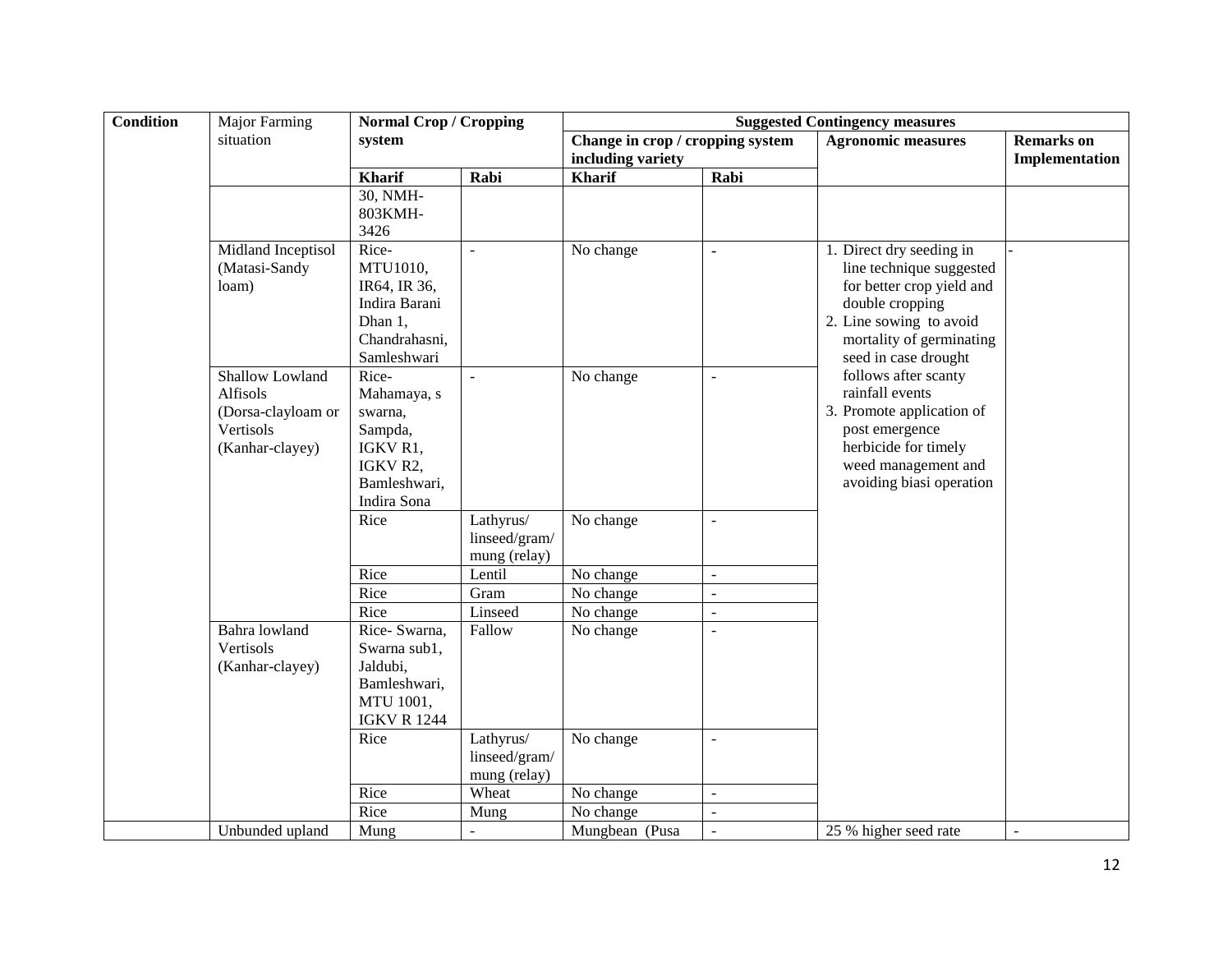| Condition | Major Farming situation | Normal Crop / Cropping system | | Suggested Contingency measures | | | |
|---|---|---|---|---|---|---|---|
| | | | | Change in crop / cropping system including variety | | Agronomic measures | Remarks on Implementation |
| | | Kharif | Rabi | Kharif | Rabi | | |
| | | 30, NMH-803KMH-3426 | | | | | |
| | Midland Inceptisol (Matasi-Sandy loam) | Rice- MTU1010, IR64, IR 36, Indira Barani Dhan 1, Chandrahasni, Samleshwari | - | No change | - | 1. Direct dry seeding in line technique suggested for better crop yield and double cropping<br>2. Line sowing to avoid mortality of germinating seed in case drought follows after scanty rainfall events<br>3. Promote application of post emergence herbicide for timely weed management and avoiding biasi operation | - |
| | Shallow Lowland Alfisols (Dorsa-clayloam or Vertisols (Kanhar-clayey) | Rice- Mahamaya, s swarna, Sampda, IGKV R1, IGKV R2, Bamleshwari, Indira Sona | - | No change | - | | |
| | | Rice | Lathyrus/ linseed/gram/ mung (relay) | No change | - | | |
| | | Rice | Lentil | No change | - | | |
| | | Rice | Gram | No change | - | | |
| | | Rice | Linseed | No change | - | | |
| | Bahra lowland Vertisols (Kanhar-clayey) | Rice- Swarna, Swarna sub1, Jaldubi, Bamleshwari, MTU 1001, IGKV R 1244 | Fallow | No change | - | | |
| | | Rice | Lathyrus/ linseed/gram/ mung (relay) | No change | - | | |
| | | Rice | Wheat | No change | - | | |
| | | Rice | Mung | No change | - | | |
| | Unbunded upland | Mung | - | Mungbean (Pusa | - | 25 % higher seed rate | - |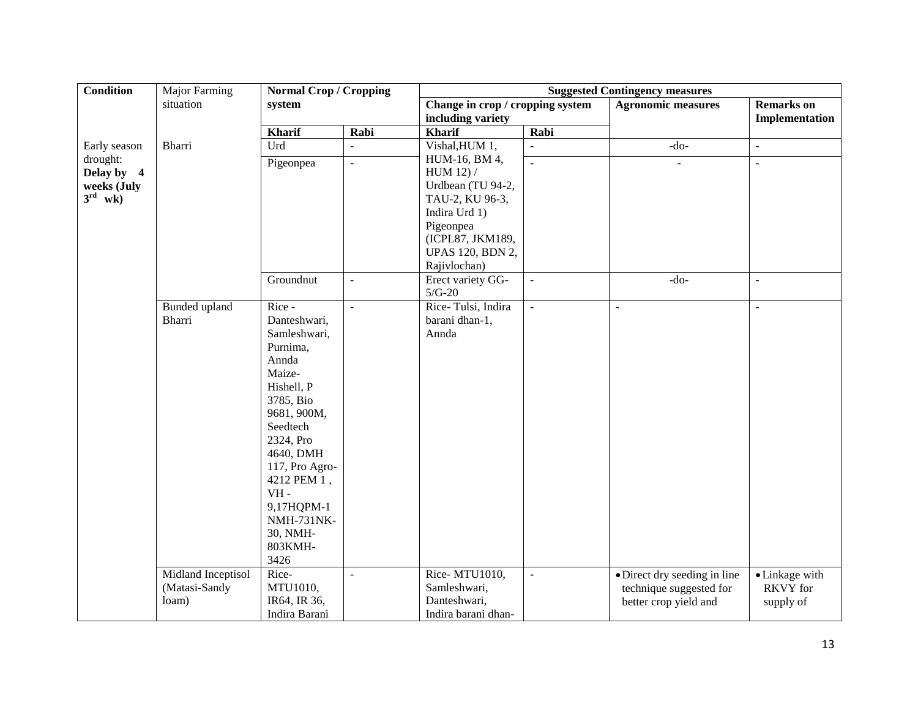| Condition | Major Farming situation | Normal Crop / Cropping system | | Suggested Contingency measures | | | |
|---|---|---|---|---|---|---|---|
| | | | | Change in crop / cropping system including variety | | Agronomic measures | Remarks on Implementation |
| | | Kharif | Rabi | Kharif | Rabi | | |
| Early season drought: **Delay by 4 weeks (July 3rd wk)** | Bharri | Urd | - | Vishal,HUM 1, HUM-16, BM 4, HUM 12) / Urdbean (TU 94-2, TAU-2, KU 96-3, Indira Urd 1) Pigeonpea (ICPL87, JKM189, UPAS 120, BDN 2, Rajivlochan) | - | -do- | - |
| | | Pigeonpea | - | | - | - | - |
| | | Groundnut | - | Erect variety GG-5/G-20 | - | -do- | - |
| | Bunded upland Bharri | Rice - Danteshwari, Samleshwari, Purnima, Annda Maize- Hishell, P 3785, Bio 9681, 900M, Seedtech 2324, Pro 4640, DMH 117, Pro Agro-4212 PEM 1 , VH - 9,17HQPM-1 NMH-731NK-30, NMH-803KMH-3426 | - | Rice- Tulsi, Indira barani dhan-1, Annda | - | - | - |
| | Midland Inceptisol (Matasi-Sandy loam) | Rice- MTU1010, IR64, IR 36, Indira Barani | - | Rice- MTU1010, Samleshwari, Danteshwari, Indira barani dhan- | - | • Direct dry seeding in line technique suggested for better crop yield and | • Linkage with RKVY for supply of |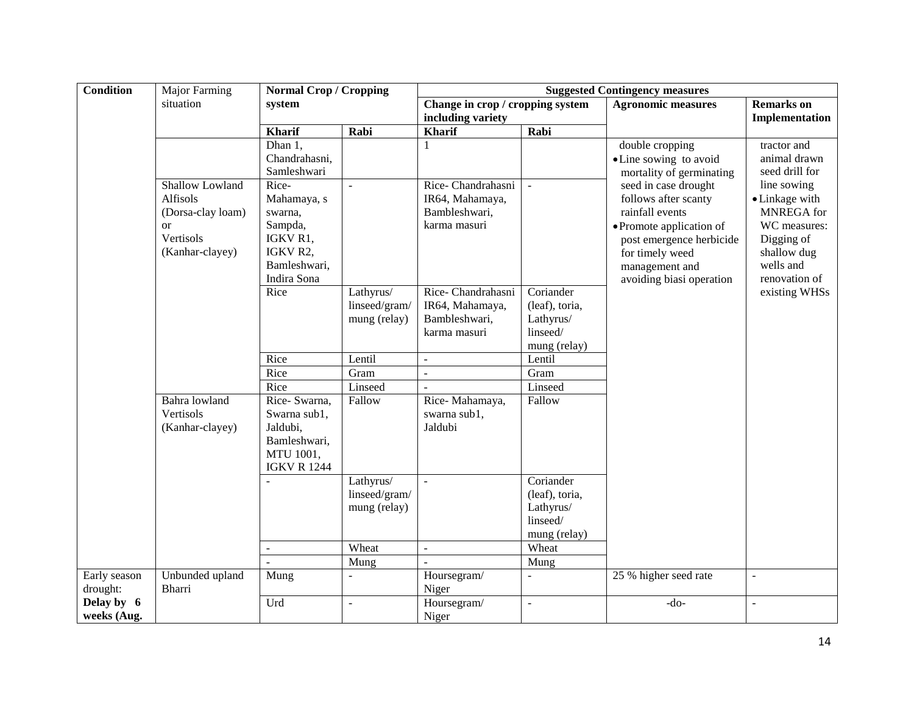| Condition | Major Farming situation | Normal Crop / Cropping system | | Suggested Contingency measures | | | |
|---|---|---|---|---|---|---|---|
| | | | | Change in crop / cropping system including variety | | Agronomic measures | Remarks on Implementation |
| | | Kharif | Rabi | Kharif | Rabi | | |
| | | Dhan 1, Chandrahasni, Samleshwari | | 1 | | double cropping<br>• Line sowing to avoid mortality of germinating seed in case drought follows after scanty rainfall events<br>• Promote application of post emergence herbicide for timely weed management and avoiding biasi operation | tractor and animal drawn seed drill for line sowing<br>• Linkage with MNREGA for WC measures: Digging of shallow dug wells and renovation of existing WHSs |
| | Shallow Lowland Alfisols (Dorsa-clay loam) or Vertisols (Kanhar-clayey) | Rice- Mahamaya, s swarna, Sampda, IGKV R1, IGKV R2, Bamleshwari, Indira Sona | - | Rice- Chandrahasni IR64, Mahamaya, Bambleshwari, karma masuri | - | | |
| | | Rice | Lathyrus/ linseed/gram/ mung (relay) | Rice- Chandrahasni IR64, Mahamaya, Bambleshwari, karma masuri | Coriander (leaf), toria, Lathyrus/ linseed/ mung (relay) | | |
| | | Rice | Lentil | - | Lentil | | |
| | | Rice | Gram | - | Gram | | |
| | | Rice | Linseed | - | Linseed | | |
| | Bahra lowland Vertisols (Kanhar-clayey) | Rice- Swarna, Swarna sub1, Jaldubi, Bamleshwari, MTU 1001, IGKV R 1244 | Fallow | Rice- Mahamaya, swarna sub1, Jaldubi | Fallow | | |
| | | - | Lathyrus/ linseed/gram/ mung (relay) | - | Coriander (leaf), toria, Lathyrus/ linseed/ mung (relay) | | |
| | | - | Wheat | - | Wheat | | |
| | | - | Mung | - | Mung | | |
| Early season drought: **Delay by 6 weeks (Aug.** | Unbunded upland Bharri | Mung | - | Hoursegram/ Niger | - | 25 % higher seed rate | - |
| | | Urd | - | Hoursegram/ Niger | - | -do- | - |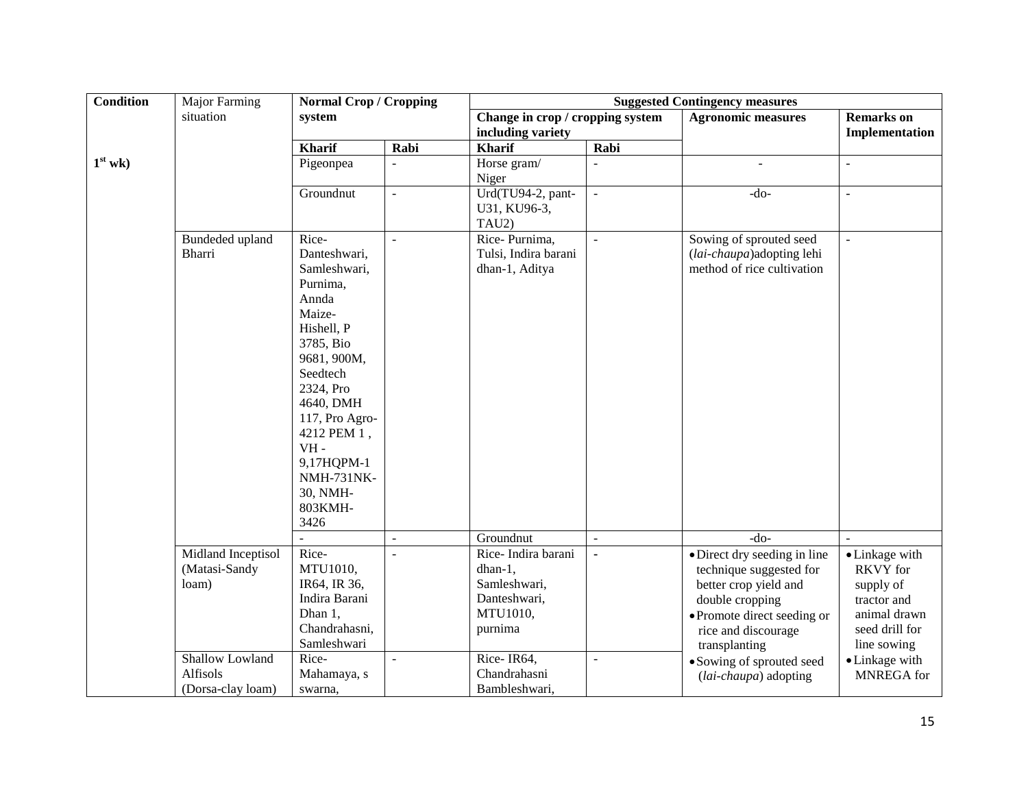| Condition | Major Farming situation | Normal Crop / Cropping system | | Suggested Contingency measures | | | |
|---|---|---|---|---|---|---|---|
| | | | | Change in crop / cropping system including variety | | Agronomic measures | Remarks on Implementation |
| | | Kharif | Rabi | Kharif | Rabi | | |
| 1st wk) | | Pigeonpea | - | Horse gram/ Niger | - | - | - |
| | | Groundnut | - | Urd(TU94-2, pant-U31, KU96-3, TAU2) | - | -do- | - |
| | Bundeded upland Bharri | Rice- Danteshwari, Samleshwari, Purnima, Annda Maize- Hishell, P 3785, Bio 9681, 900M, Seedtech 2324, Pro 4640, DMH 117, Pro Agro-4212 PEM 1 , VH - 9,17HQPM-1 NMH-731NK-30, NMH-803KMH-3426 | - | Rice- Purnima, Tulsi, Indira barani dhan-1, Aditya | - | Sowing of sprouted seed (*lai-chaupa*)adopting lehi method of rice cultivation | - |
| | | - | - | Groundnut | - | -do- | - |
| | Midland Inceptisol (Matasi-Sandy loam) | Rice- MTU1010, IR64, IR 36, Indira Barani Dhan 1, Chandrahasni, Samleshwari | - | Rice- Indira barani dhan-1, Samleshwari, Danteshwari, MTU1010, purnima | - | • Direct dry seeding in line technique suggested for better crop yield and double cropping<br>• Promote direct seeding or rice and discourage transplanting<br>• Sowing of sprouted seed (*lai-chaupa*) adopting | • Linkage with RKVY for supply of tractor and animal drawn seed drill for line sowing<br>• Linkage with MNREGA for |
| | Shallow Lowland Alfisols (Dorsa-clay loam) | Rice- Mahamaya, s swarna, | - | Rice- IR64, Chandrahasni Bambleshwari, | - | | |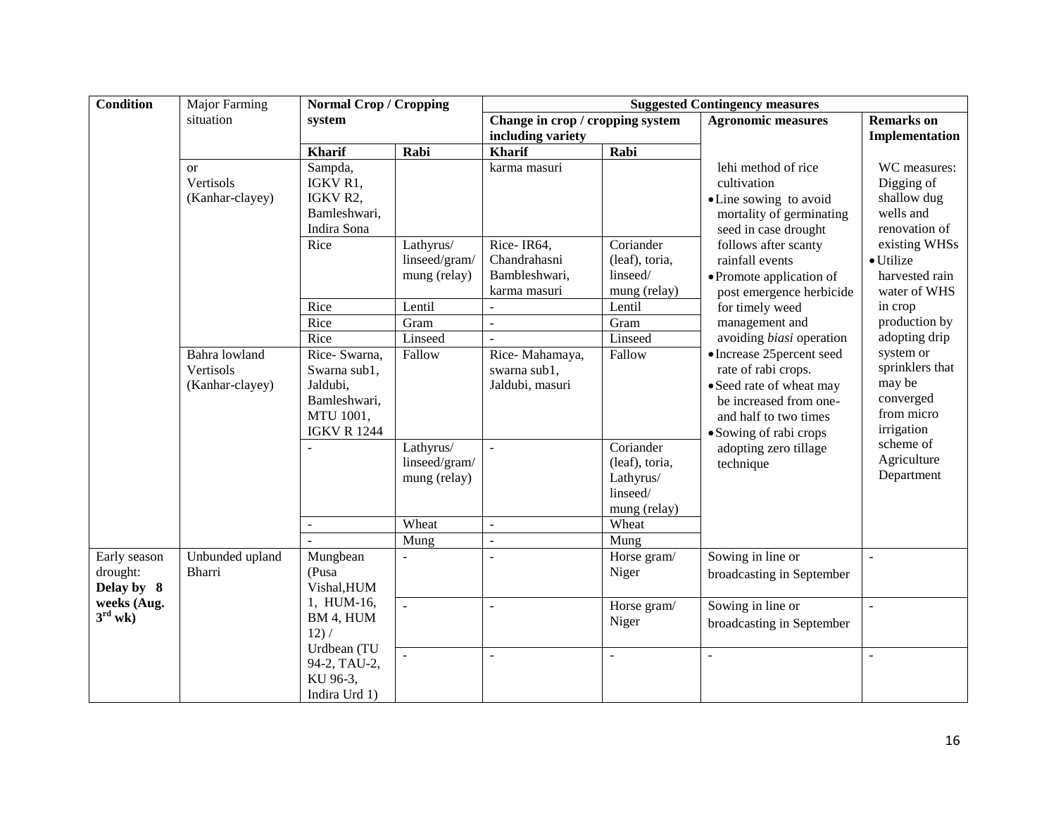| Condition | Major Farming situation | Normal Crop / Cropping system | | Suggested Contingency measures | | | |
|---|---|---|---|---|---|---|---|
| | | | | Change in crop / cropping system including variety | | Agronomic measures | Remarks on Implementation |
| | | Kharif | Rabi | Kharif | Rabi | | |
| | or Vertisols (Kanhar-clayey) | Sampda, IGKV R1, IGKV R2, Bamleshwari, Indira Sona | | karma masuri | | lehi method of rice cultivation<br>• Line sowing to avoid mortality of germinating seed in case drought follows after scanty rainfall events<br>• Promote application of post emergence herbicide for timely weed management and avoiding *biasi* operation<br>• Increase 25percent seed rate of rabi crops.<br>• Seed rate of wheat may be increased from one-and half to two times<br>• Sowing of rabi crops adopting zero tillage technique | WC measures: Digging of shallow dug wells and renovation of existing WHSs<br>• Utilize harvested rain water of WHS in crop production by adopting drip system or sprinklers that may be converged from micro irrigation scheme of Agriculture Department |
| | | Rice | Lathyrus/ linseed/gram/ mung (relay) | Rice- IR64, Chandrahasni Bambleshwari, karma masuri | Coriander (leaf), toria, linseed/ mung (relay) | | |
| | | Rice | Lentil | - | Lentil | | |
| | | Rice | Gram | - | Gram | | |
| | | Rice | Linseed | - | Linseed | | |
| | Bahra lowland Vertisols (Kanhar-clayey) | Rice- Swarna, Swarna sub1, Jaldubi, Bamleshwari, MTU 1001, IGKV R 1244 | Fallow | Rice- Mahamaya, swarna sub1, Jaldubi, masuri | Fallow | | |
| | | - | Lathyrus/ linseed/gram/ mung (relay) | - | Coriander (leaf), toria, Lathyrus/ linseed/ mung (relay) | | |
| | | - | Wheat | - | Wheat | | |
| | | - | Mung | - | Mung | | |
| **Early season drought: Delay by 8 weeks (Aug. 3rd wk)** | Unbunded upland Bharri | Mungbean (Pusa Vishal,HUM 1, HUM-16, BM 4, HUM 12) / Urdbean (TU 94-2, TAU-2, KU 96-3, Indira Urd 1) | - | - | Horse gram/ Niger | Sowing in line or broadcasting in September | - |
| | | | - | - | Horse gram/ Niger | Sowing in line or broadcasting in September | - |
| | | | - | - | - | - | - |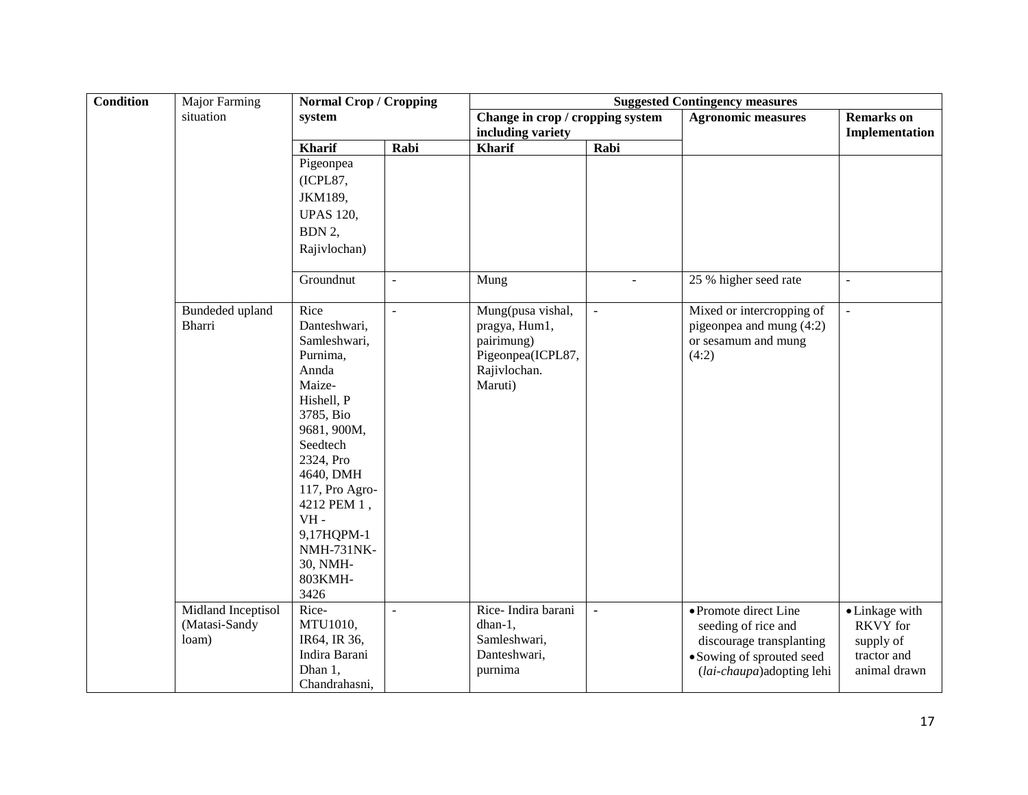| Condition | Major Farming situation | Normal Crop / Cropping system | | Suggested Contingency measures | | | |
|---|---|---|---|---|---|---|---|
| | | | | Change in crop / cropping system including variety | | Agronomic measures | Remarks on Implementation |
| | | Kharif | Rabi | Kharif | Rabi | | |
| | | Pigeonpea (ICPL87, JKM189, UPAS 120, BDN 2, Rajivlochan) | | | | | |
| | | Groundnut | - | Mung | - | 25 % higher seed rate | - |
| | Bundeded upland Bharri | Rice Danteshwari, Samleshwari, Purnima, Annda Maize- Hishell, P 3785, Bio 9681, 900M, Seedtech 2324, Pro 4640, DMH 117, Pro Agro-4212 PEM 1 , VH - 9,17HQPM-1 NMH-731NK-30, NMH-803KMH-3426 | - | Mung(pusa vishal, pragya, Hum1, pairimung) Pigeonpea(ICPL87, Rajivlochan. Maruti) | - | Mixed or intercropping of pigeonpea and mung (4:2) or sesamum and mung (4:2) | - |
| | Midland Inceptisol (Matasi-Sandy loam) | Rice- MTU1010, IR64, IR 36, Indira Barani Dhan 1, Chandrahasni, | - | Rice- Indira barani dhan-1, Samleshwari, Danteshwari, purnima | - | • Promote direct Line seeding of rice and discourage transplanting<br>• Sowing of sprouted seed (*lai-chaupa*)adopting lehi | • Linkage with RKVY for supply of tractor and animal drawn |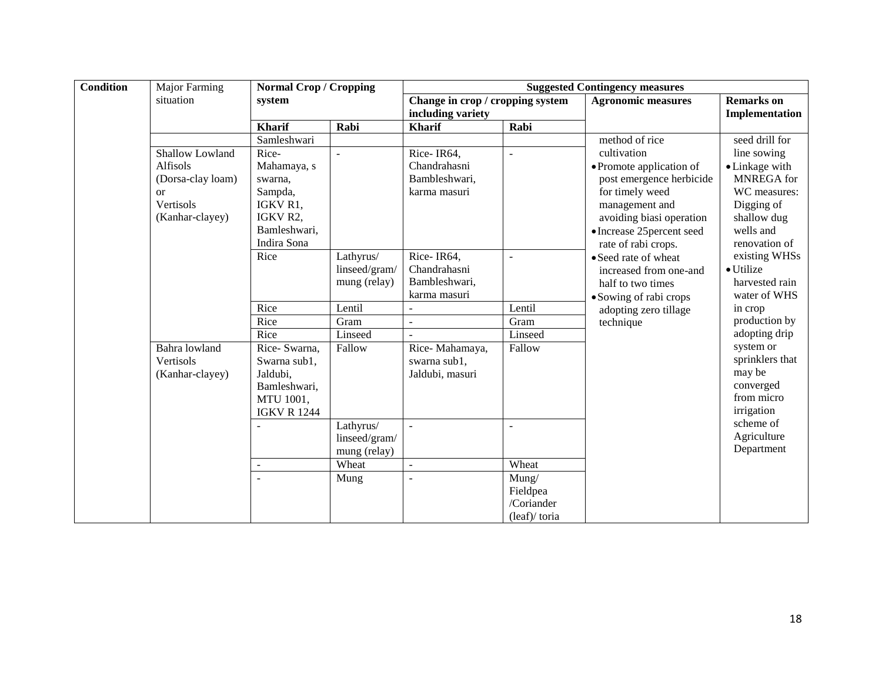| Condition | Major Farming situation | Normal Crop / Cropping system | | Suggested Contingency measures | | | |
|---|---|---|---|---|---|---|---|
| | | | | Change in crop / cropping system including variety | | Agronomic measures | Remarks on Implementation |
| | | Kharif | Rabi | Kharif | Rabi | | |
| | | Samleshwari | | | | method of rice cultivation<br>• Promote application of post emergence herbicide for timely weed management and avoiding biasi operation<br>• Increase 25percent seed rate of rabi crops.<br>• Seed rate of wheat increased from one-and half to two times<br>• Sowing of rabi crops adopting zero tillage technique | seed drill for line sowing<br>• Linkage with MNREGA for WC measures: Digging of shallow dug wells and renovation of existing WHSs<br>• Utilize harvested rain water of WHS in crop production by adopting drip system or sprinklers that may be converged from micro irrigation scheme of Agriculture Department |
| | Shallow Lowland Alfisols (Dorsa-clay loam) or Vertisols (Kanhar-clayey) | Rice- Mahamaya, s swarna, Sampda, IGKV R1, IGKV R2, Bamleshwari, Indira Sona | - | Rice- IR64, Chandrahasni Bambleshwari, karma masuri | - | | |
| | | Rice | Lathyrus/ linseed/gram/ mung (relay) | Rice- IR64, Chandrahasni Bambleshwari, karma masuri | - | | |
| | | Rice | Lentil | - | Lentil | | |
| | | Rice | Gram | - | Gram | | |
| | | Rice | Linseed | - | Linseed | | |
| | Bahra lowland Vertisols (Kanhar-clayey) | Rice- Swarna, Swarna sub1, Jaldubi, Bamleshwari, MTU 1001, IGKV R 1244 | Fallow | Rice- Mahamaya, swarna sub1, Jaldubi, masuri | Fallow | | |
| | | - | Lathyrus/ linseed/gram/ mung (relay) | - | - | | |
| | | - | Wheat | - | Wheat | | |
| | | - | Mung | - | Mung/ Fieldpea /Coriander (leaf)/ toria | | |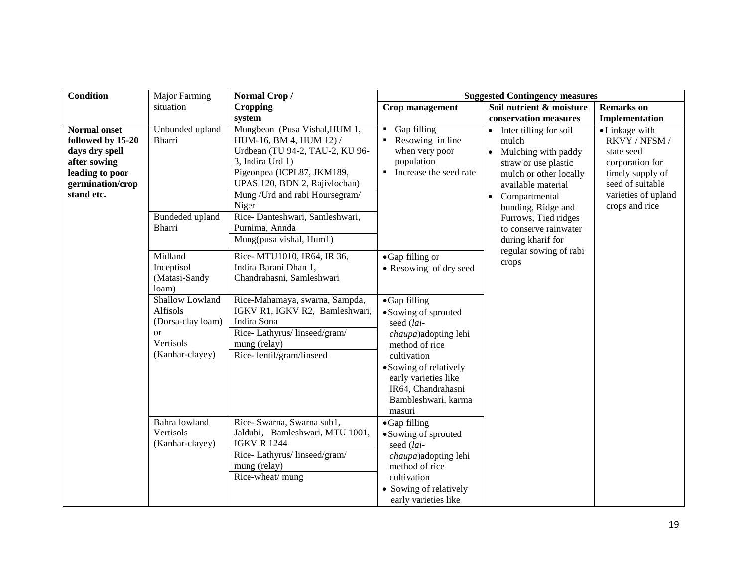| Condition | Major Farming situation | Normal Crop / Cropping system | Suggested Contingency measures | | |
|---|---|---|---|---|---|
| | | | **Crop management** | **Soil nutrient & moisture conservation measures** | **Remarks on Implementation** |
| **Normal onset followed by 15-20 days dry spell after sowing leading to poor germination/crop stand etc.** | Unbunded upland Bharri | Mungbean (Pusa Vishal,HUM 1, HUM-16, BM 4, HUM 12) / Urdbean (TU 94-2, TAU-2, KU 96-3, Indira Urd 1) Pigeonpea (ICPL87, JKM189, UPAS 120, BDN 2, Rajivlochan) | ▪ Gap filling ▪ Resowing in line when very poor population ▪ Increase the seed rate | • Inter tilling for soil mulch • Mulching with paddy straw or use plastic mulch or other locally available material • Compartmental bunding, Ridge and Furrows, Tied ridges to conserve rainwater during kharif for regular sowing of rabi crops | • Linkage with RKVY / NFSM / state seed corporation for timely supply of seed of suitable varieties of upland crops and rice |
| | | Mung /Urd and rabi Hoursegram/ Niger | | | |
| | Bundeded upland Bharri | Rice- Danteshwari, Samleshwari, Purnima, Annda | | | |
| | | Mung(pusa vishal, Hum1) | | | |
| | Midland Inceptisol (Matasi-Sandy loam) | Rice- MTU1010, IR64, IR 36, Indira Barani Dhan 1, Chandrahasni, Samleshwari | • Gap filling or • Resowing of dry seed | | |
| | Shallow Lowland Alfisols (Dorsa-clay loam) or Vertisols (Kanhar-clayey) | Rice-Mahamaya, swarna, Sampda, IGKV R1, IGKV R2, Bamleshwari, Indira Sona | • Gap filling • Sowing of sprouted seed (*lai-chaupa*)adopting lehi method of rice cultivation • Sowing of relatively early varieties like IR64, Chandrahasni Bambleshwari, karma masuri | | |
| | | Rice- Lathyrus/ linseed/gram/ mung (relay) | | | |
| | | Rice- lentil/gram/linseed | | | |
| | Bahra lowland Vertisols (Kanhar-clayey) | Rice- Swarna, Swarna sub1, Jaldubi, Bamleshwari, MTU 1001, IGKV R 1244 | • Gap filling • Sowing of sprouted seed (*lai-chaupa*)adopting lehi method of rice cultivation • Sowing of relatively early varieties like | | |
| | | Rice- Lathyrus/ linseed/gram/ mung (relay) | | | |
| | | Rice-wheat/ mung | | | |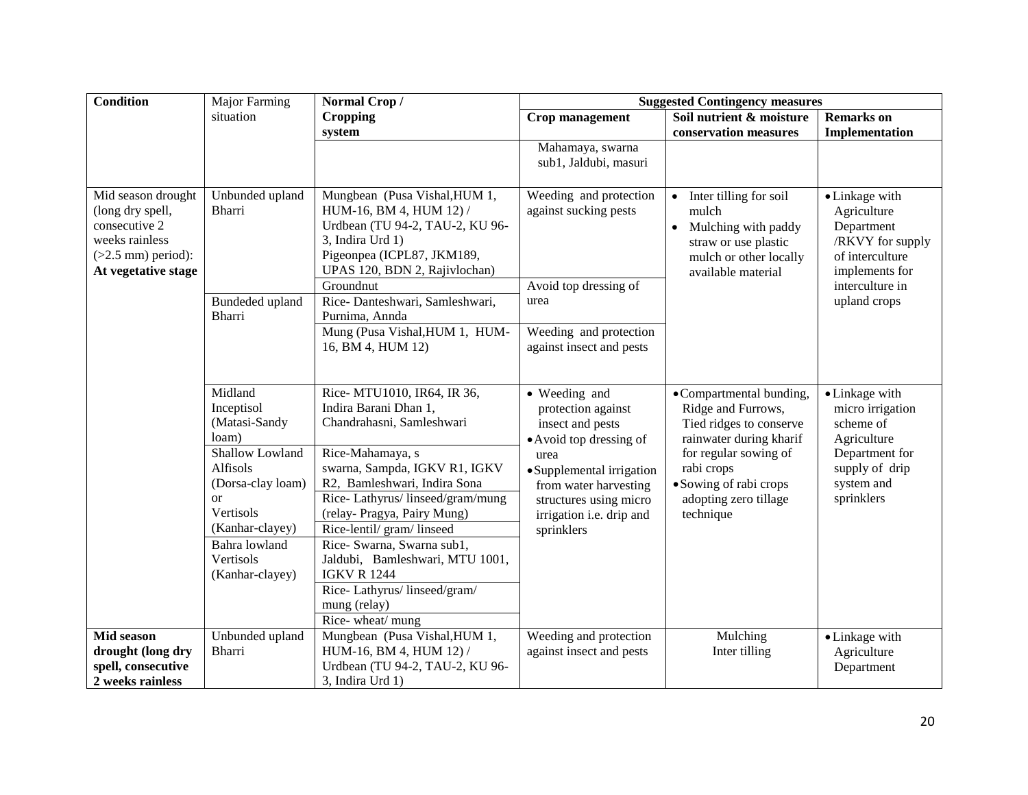| Condition | Major Farming situation | Normal Crop / Cropping system | Suggested Contingency measures | | |
|---|---|---|---|---|---|
| | | | **Crop management** | **Soil nutrient & moisture conservation measures** | **Remarks on Implementation** |
| | | | Mahamaya, swarna sub1, Jaldubi, masuri | | |
| Mid season drought (long dry spell, consecutive 2 weeks rainless (>2.5 mm) period): **At vegetative stage** | Unbunded upland Bharri | Mungbean (Pusa Vishal,HUM 1, HUM-16, BM 4, HUM 12) / Urdbean (TU 94-2, TAU-2, KU 96-3, Indira Urd 1) Pigeonpea (ICPL87, JKM189, UPAS 120, BDN 2, Rajivlochan) | Weeding and protection against sucking pests | • Inter tilling for soil mulch • Mulching with paddy straw or use plastic mulch or other locally available material | • Linkage with Agriculture Department /RKVY for supply of interculture implements for interculture in upland crops |
| | | Groundnut | Avoid top dressing of urea | | |
| | Bundeded upland Bharri | Rice- Danteshwari, Samleshwari, Purnima, Annda | | | |
| | | Mung (Pusa Vishal,HUM 1, HUM-16, BM 4, HUM 12) | Weeding and protection against insect and pests | | |
| | Midland Inceptisol (Matasi-Sandy loam) | Rice- MTU1010, IR64, IR 36, Indira Barani Dhan 1, Chandrahasni, Samleshwari | • Weeding and protection against insect and pests • Avoid top dressing of urea • Supplemental irrigation from water harvesting structures using micro irrigation i.e. drip and sprinklers | • Compartmental bunding, Ridge and Furrows, Tied ridges to conserve rainwater during kharif for regular sowing of rabi crops • Sowing of rabi crops adopting zero tillage technique | • Linkage with micro irrigation scheme of Agriculture Department for supply of drip system and sprinklers |
| | Shallow Lowland Alfisols (Dorsa-clay loam) or Vertisols (Kanhar-clayey) | Rice-Mahamaya, s swarna, Sampda, IGKV R1, IGKV R2, Bamleshwari, Indira Sona | | | |
| | | Rice- Lathyrus/ linseed/gram/mung (relay- Pragya, Pairy Mung) | | | |
| | | Rice-lentil/ gram/ linseed | | | |
| | Bahra lowland Vertisols (Kanhar-clayey) | Rice- Swarna, Swarna sub1, Jaldubi, Bamleshwari, MTU 1001, IGKV R 1244 | | | |
| | | Rice- Lathyrus/ linseed/gram/ mung (relay) | | | |
| | | Rice- wheat/ mung | | | |
| **Mid season drought (long dry spell, consecutive 2 weeks rainless** | Unbunded upland Bharri | Mungbean (Pusa Vishal,HUM 1, HUM-16, BM 4, HUM 12) / Urdbean (TU 94-2, TAU-2, KU 96-3, Indira Urd 1) | Weeding and protection against insect and pests | Mulching Inter tilling | • Linkage with Agriculture Department |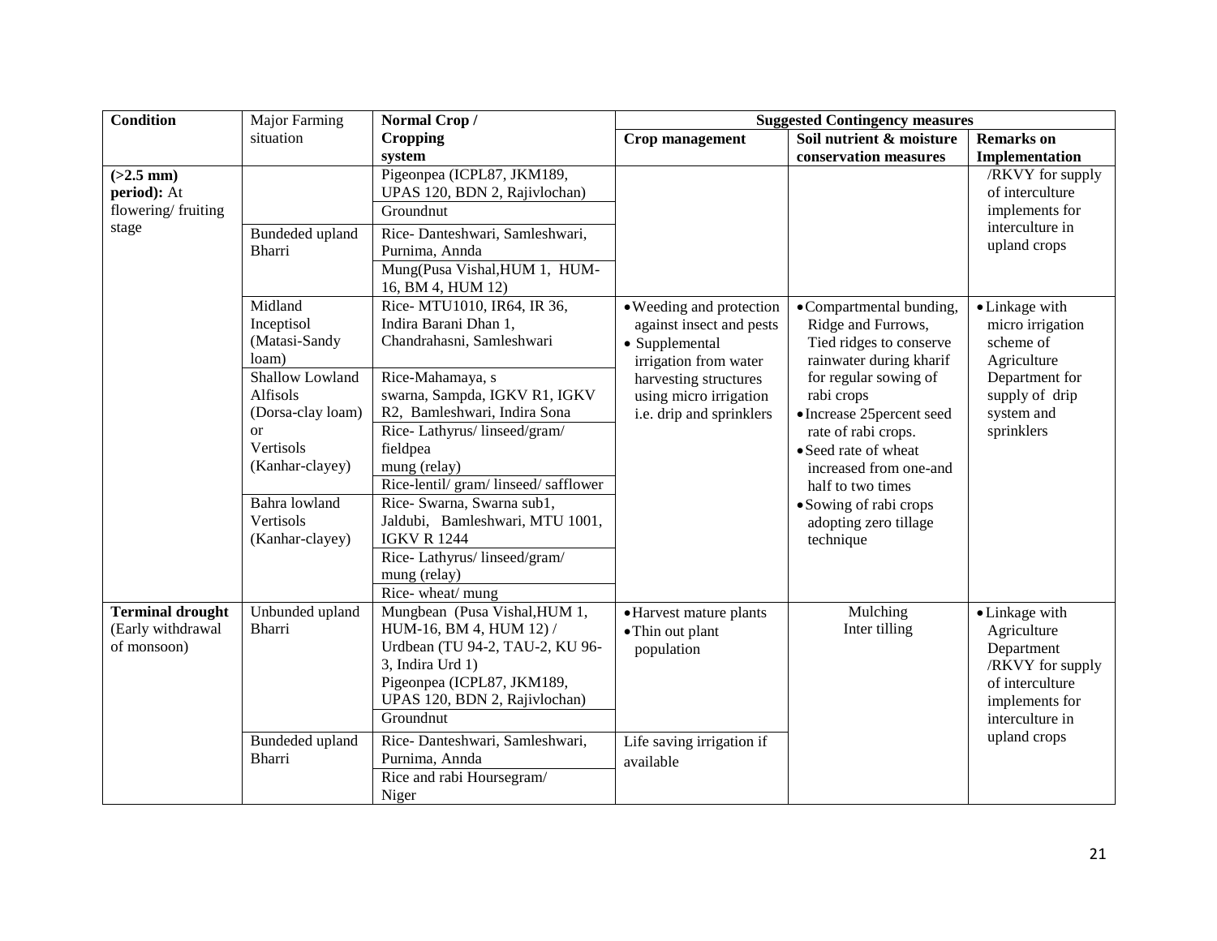| Condition | Major Farming situation | Normal Crop / Cropping system | Suggested Contingency measures | | |
|---|---|---|---|---|---|
| | | | **Crop management** | **Soil nutrient & moisture conservation measures** | **Remarks on Implementation** |
| **(>2.5 mm) period):** At flowering/ fruiting stage | | Pigeonpea (ICPL87, JKM189, UPAS 120, BDN 2, Rajivlochan) | | | /RKVY for supply of interculture implements for interculture in upland crops |
| | | Groundnut | | | |
| | Bundeded upland Bharri | Rice- Danteshwari, Samleshwari, Purnima, Annda | | | |
| | | Mung(Pusa Vishal,HUM 1, HUM-16, BM 4, HUM 12) | | | |
| | Midland Inceptisol (Matasi-Sandy loam) | Rice- MTU1010, IR64, IR 36, Indira Barani Dhan 1, Chandrahasni, Samleshwari | • Weeding and protection against insect and pests<br>• Supplemental irrigation from water harvesting structures using micro irrigation i.e. drip and sprinklers | • Compartmental bunding, Ridge and Furrows, Tied ridges to conserve rainwater during kharif for regular sowing of rabi crops<br>• Increase 25percent seed rate of rabi crops.<br>• Seed rate of wheat increased from one-and half to two times<br>• Sowing of rabi crops adopting zero tillage technique | • Linkage with micro irrigation scheme of Agriculture Department for supply of drip system and sprinklers |
| | Shallow Lowland Alfisols (Dorsa-clay loam) or Vertisols (Kanhar-clayey) | Rice-Mahamaya, s swarna, Sampda, IGKV R1, IGKV R2, Bamleshwari, Indira Sona | | | |
| | | Rice- Lathyrus/ linseed/gram/ fieldpea mung (relay) | | | |
| | | Rice-lentil/ gram/ linseed/ safflower | | | |
| | Bahra lowland Vertisols (Kanhar-clayey) | Rice- Swarna, Swarna sub1, Jaldubi, Bamleshwari, MTU 1001, IGKV R 1244 | | | |
| | | Rice- Lathyrus/ linseed/gram/ mung (relay) | | | |
| | | Rice- wheat/ mung | | | |
| **Terminal drought** (Early withdrawal of monsoon) | Unbunded upland Bharri | Mungbean (Pusa Vishal,HUM 1, HUM-16, BM 4, HUM 12) / Urdbean (TU 94-2, TAU-2, KU 96-3, Indira Urd 1) Pigeonpea (ICPL87, JKM189, UPAS 120, BDN 2, Rajivlochan) | • Harvest mature plants<br>• Thin out plant population | Mulching<br>Inter tilling | • Linkage with Agriculture Department /RKVY for supply of interculture implements for interculture in upland crops |
| | | Groundnut | | | |
| | Bundeded upland Bharri | Rice- Danteshwari, Samleshwari, Purnima, Annda | Life saving irrigation if available | | |
| | | Rice and rabi Hoursegram/ Niger | | | |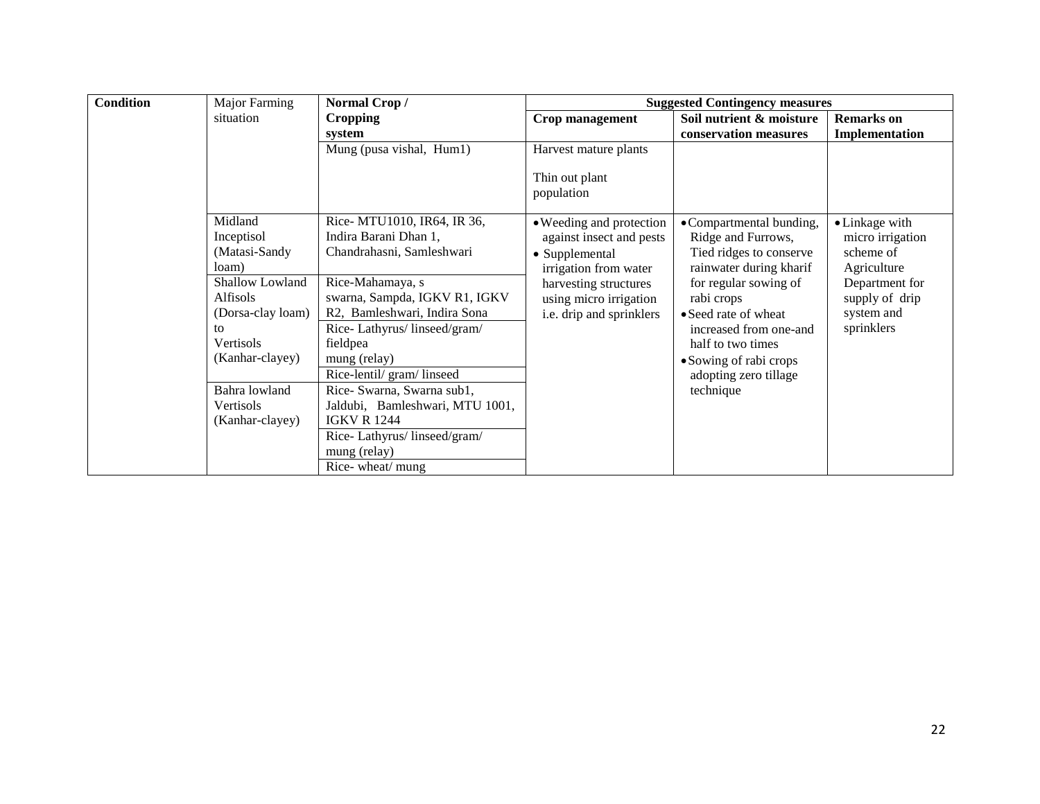| Condition | Major Farming situation | Normal Crop / Cropping system | Suggested Contingency measures | | |
|---|---|---|---|---|---|
| | | | **Crop management** | **Soil nutrient & moisture conservation measures** | **Remarks on Implementation** |
| | | Mung (pusa vishal, Hum1) | Harvest mature plants<br><br>Thin out plant population | | |
| | Midland Inceptisol (Matasi-Sandy loam) | Rice- MTU1010, IR64, IR 36, Indira Barani Dhan 1, Chandrahasni, Samleshwari | • Weeding and protection against insect and pests<br>• Supplemental irrigation from water harvesting structures using micro irrigation i.e. drip and sprinklers | • Compartmental bunding, Ridge and Furrows, Tied ridges to conserve rainwater during kharif for regular sowing of rabi crops<br>• Seed rate of wheat increased from one-and half to two times<br>• Sowing of rabi crops adopting zero tillage technique | • Linkage with micro irrigation scheme of Agriculture Department for supply of drip system and sprinklers |
| | Shallow Lowland Alfisols (Dorsa-clay loam) to Vertisols (Kanhar-clayey) | Rice-Mahamaya, s swarna, Sampda, IGKV R1, IGKV R2, Bamleshwari, Indira Sona | | | |
| | | Rice- Lathyrus/ linseed/gram/ fieldpea mung (relay) | | | |
| | | Rice-lentil/ gram/ linseed | | | |
| | Bahra lowland Vertisols (Kanhar-clayey) | Rice- Swarna, Swarna sub1, Jaldubi, Bamleshwari, MTU 1001, IGKV R 1244 | | | |
| | | Rice- Lathyrus/ linseed/gram/ mung (relay) | | | |
| | | Rice- wheat/ mung | | | |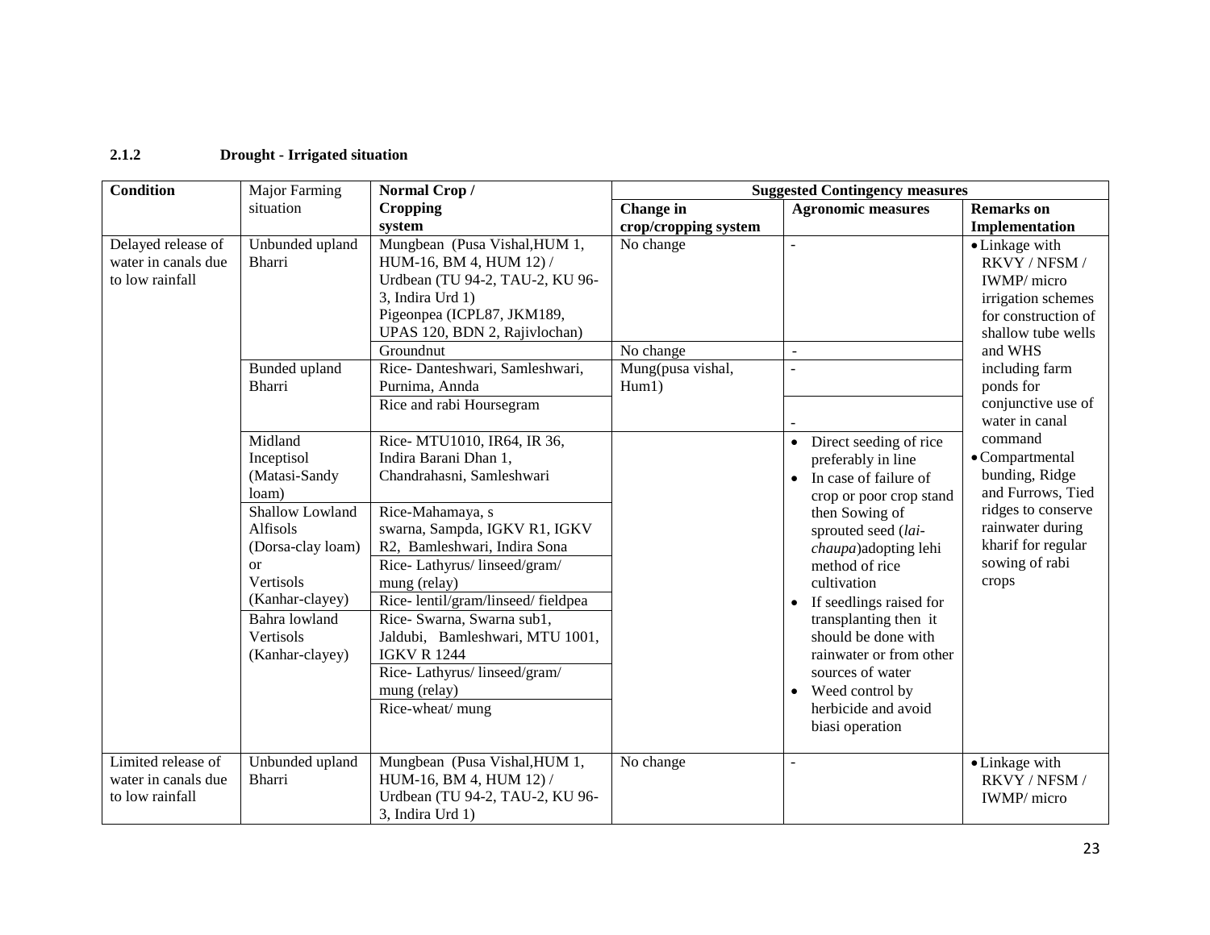### 2.1.2 Drought - Irrigated situation

| Condition | Major Farming situation | Normal Crop / Cropping system | Suggested Contingency measures | | |
|---|---|---|---|---|---|
| | | | Change in crop/cropping system | Agronomic measures | Remarks on Implementation |
| Delayed release of water in canals due to low rainfall | Unbunded upland Bharri | Mungbean (Pusa Vishal,HUM 1, HUM-16, BM 4, HUM 12) / Urdbean (TU 94-2, TAU-2, KU 96-3, Indira Urd 1) Pigeonpea (ICPL87, JKM189, UPAS 120, BDN 2, Rajivlochan) | No change | - | • Linkage with RKVY / NFSM / IWMP/ micro irrigation schemes for construction of shallow tube wells and WHS including farm ponds for conjunctive use of water in canal command<br>• Compartmental bunding, Ridge and Furrows, Tied ridges to conserve rainwater during kharif for regular sowing of rabi crops |
| | | Groundnut | No change | - | |
| | Bunded upland Bharri | Rice- Danteshwari, Samleshwari, Purnima, Annda | Mung(pusa vishal, Hum1) | - | |
| | | Rice and rabi Hoursegram | | - | |
| | Midland Inceptisol (Matasi-Sandy loam) | Rice- MTU1010, IR64, IR 36, Indira Barani Dhan 1, Chandrahasni, Samleshwari | | • Direct seeding of rice preferably in line<br>• In case of failure of crop or poor crop stand then Sowing of sprouted seed (*lai-chaupa*)adopting lehi method of rice cultivation<br>• If seedlings raised for transplanting then it should be done with rainwater or from other sources of water<br>• Weed control by herbicide and avoid biasi operation | |
| | Shallow Lowland Alfisols (Dorsa-clay loam) or Vertisols (Kanhar-clayey) | Rice-Mahamaya, s swarna, Sampda, IGKV R1, IGKV R2, Bamleshwari, Indira Sona | | | |
| | | Rice- Lathyrus/ linseed/gram/ mung (relay) | | | |
| | | Rice- lentil/gram/linseed/ fieldpea | | | |
| | Bahra lowland Vertisols (Kanhar-clayey) | Rice- Swarna, Swarna sub1, Jaldubi, Bamleshwari, MTU 1001, IGKV R 1244 | | | |
| | | Rice- Lathyrus/ linseed/gram/ mung (relay) | | | |
| | | Rice-wheat/ mung | | | |
| Limited release of water in canals due to low rainfall | Unbunded upland Bharri | Mungbean (Pusa Vishal,HUM 1, HUM-16, BM 4, HUM 12) / Urdbean (TU 94-2, TAU-2, KU 96-3, Indira Urd 1) | No change | - | • Linkage with RKVY / NFSM / IWMP/ micro |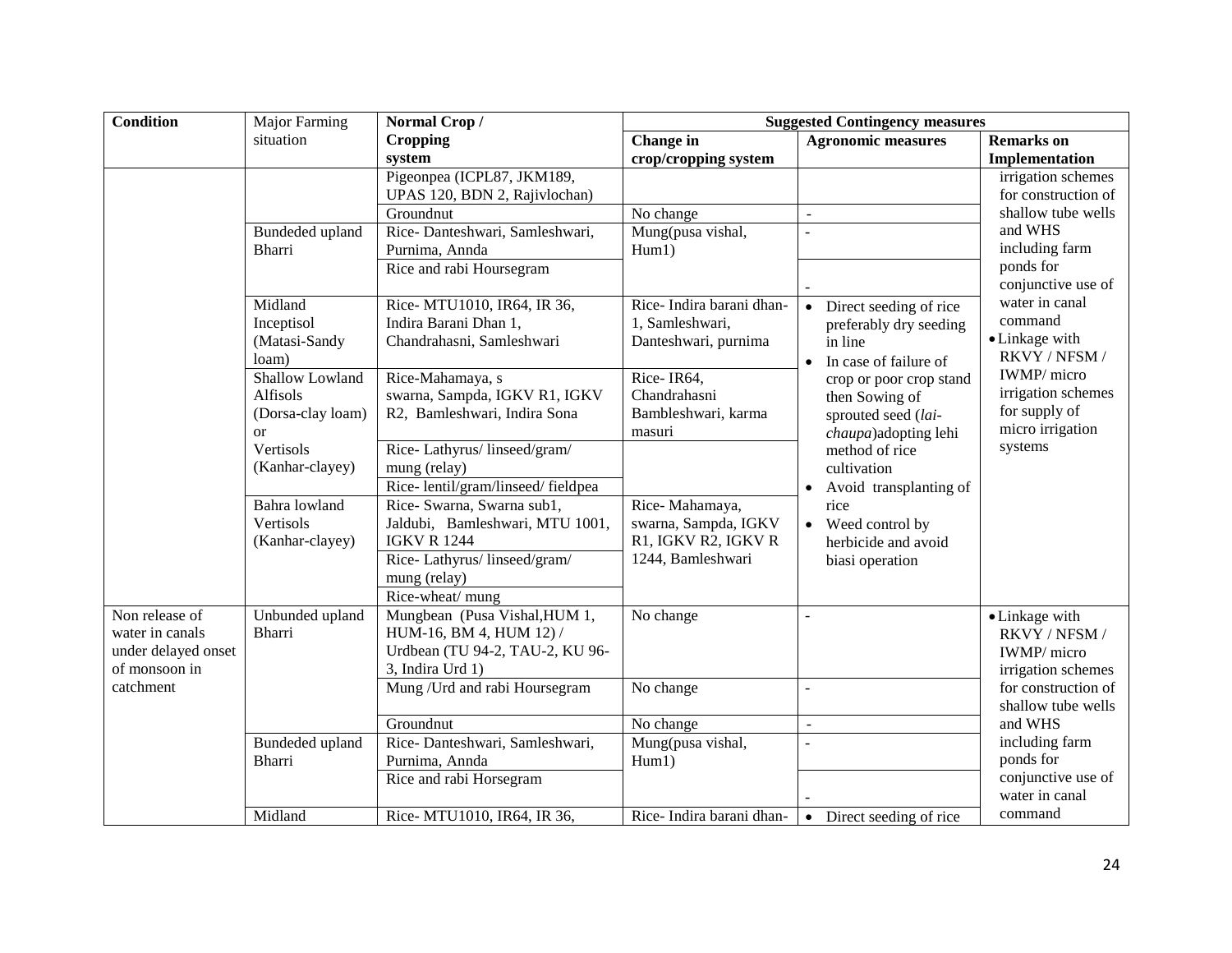| Condition | Major Farming situation | Normal Crop / Cropping system | Suggested Contingency measures | | |
|---|---|---|---|---|---|
| | | | Change in crop/cropping system | Agronomic measures | Remarks on Implementation |
| | | Pigeonpea (ICPL87, JKM189, UPAS 120, BDN 2, Rajivlochan) | | | irrigation schemes for construction of shallow tube wells and WHS including farm ponds for conjunctive use of water in canal command<br>• Linkage with RKVY / NFSM / IWMP/ micro irrigation schemes for supply of micro irrigation systems |
| | | Groundnut | No change | - | |
| | Bundeded upland Bharri | Rice- Danteshwari, Samleshwari, Purnima, Annda | Mung(pusa vishal, Hum1) | - | |
| | | Rice and rabi Hoursegram | | - | |
| | Midland Inceptisol (Matasi-Sandy loam) | Rice- MTU1010, IR64, IR 36, Indira Barani Dhan 1, Chandrahasni, Samleshwari | Rice- Indira barani dhan-1, Samleshwari, Danteshwari, purnima | • Direct seeding of rice preferably dry seeding in line<br>• In case of failure of crop or poor crop stand then Sowing of sprouted seed (*lai-chaupa*)adopting lehi method of rice cultivation<br>• Avoid transplanting of rice<br>• Weed control by herbicide and avoid biasi operation | |
| | Shallow Lowland Alfisols (Dorsa-clay loam) or Vertisols (Kanhar-clayey) | Rice-Mahamaya, s swarna, Sampda, IGKV R1, IGKV R2, Bamleshwari, Indira Sona | Rice- IR64, Chandrahasni Bambleshwari, karma masuri | | |
| | | Rice- Lathyrus/ linseed/gram/ mung (relay) | | | |
| | | Rice- lentil/gram/linseed/ fieldpea | | | |
| | Bahra lowland Vertisols (Kanhar-clayey) | Rice- Swarna, Swarna sub1, Jaldubi, Bamleshwari, MTU 1001, IGKV R 1244 | Rice- Mahamaya, swarna, Sampda, IGKV R1, IGKV R2, IGKV R 1244, Bamleshwari | | |
| | | Rice- Lathyrus/ linseed/gram/ mung (relay) | | | |
| | | Rice-wheat/ mung | | | |
| Non release of water in canals under delayed onset of monsoon in catchment | Unbunded upland Bharri | Mungbean (Pusa Vishal,HUM 1, HUM-16, BM 4, HUM 12) / Urdbean (TU 94-2, TAU-2, KU 96-3, Indira Urd 1) | No change | - | • Linkage with RKVY / NFSM / IWMP/ micro irrigation schemes for construction of shallow tube wells and WHS including farm ponds for conjunctive use of water in canal command |
| | | Mung /Urd and rabi Hoursegram | No change | - | |
| | | Groundnut | No change | - | |
| | Bundeded upland Bharri | Rice- Danteshwari, Samleshwari, Purnima, Annda | Mung(pusa vishal, Hum1) | - | |
| | | Rice and rabi Horsegram | | - | |
| | Midland | Rice- MTU1010, IR64, IR 36, | Rice- Indira barani dhan- | • Direct seeding of rice | |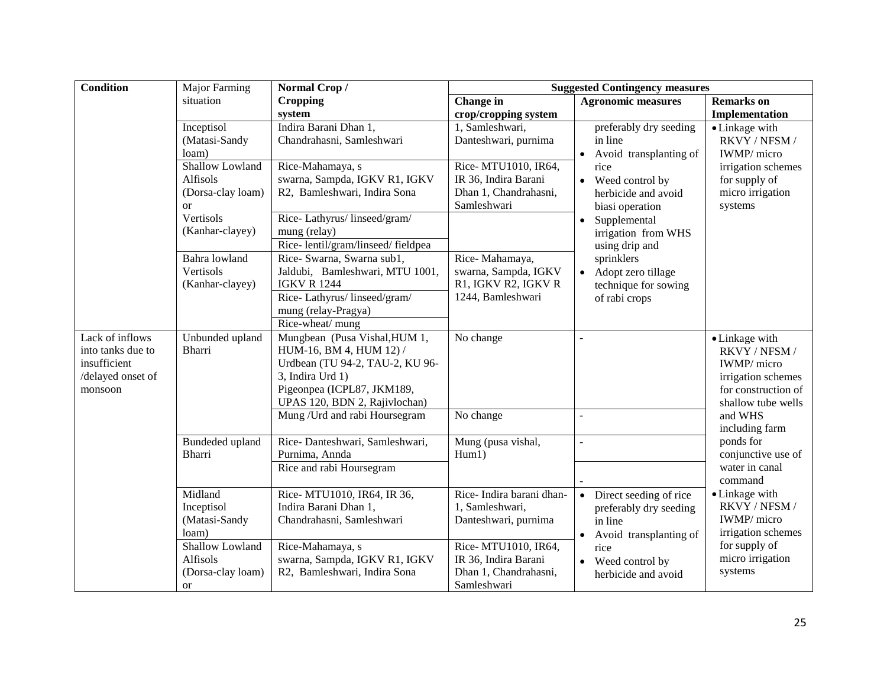| Condition | Major Farming situation | Normal Crop / Cropping system | Suggested Contingency measures | | |
|---|---|---|---|---|---|
| | | | **Change in crop/cropping system** | **Agronomic measures** | **Remarks on Implementation** |
| | Inceptisol (Matasi-Sandy loam) | Indira Barani Dhan 1, Chandrahasni, Samleshwari | 1, Samleshwari, Danteshwari, purnima | preferably dry seeding in line<br>• Avoid transplanting of rice<br>• Weed control by herbicide and avoid biasi operation<br>• Supplemental irrigation from WHS using drip and sprinklers<br>• Adopt zero tillage technique for sowing of rabi crops | • Linkage with RKVY / NFSM / IWMP/ micro irrigation schemes for supply of micro irrigation systems |
| | Shallow Lowland Alfisols (Dorsa-clay loam) or | Rice-Mahamaya, s swarna, Sampda, IGKV R1, IGKV R2, Bamleshwari, Indira Sona | Rice- MTU1010, IR64, IR 36, Indira Barani Dhan 1, Chandrahasni, Samleshwari | | |
| | Vertisols (Kanhar-clayey) | Rice- Lathyrus/ linseed/gram/ mung (relay) | | | |
| | | Rice- lentil/gram/linseed/ fieldpea | | | |
| | Bahra lowland Vertisols (Kanhar-clayey) | Rice- Swarna, Swarna sub1, Jaldubi, Bamleshwari, MTU 1001, IGKV R 1244 | Rice- Mahamaya, swarna, Sampda, IGKV R1, IGKV R2, IGKV R 1244, Bamleshwari | | |
| | | Rice- Lathyrus/ linseed/gram/ mung (relay-Pragya) | | | |
| | | Rice-wheat/ mung | | | |
| Lack of inflows into tanks due to insufficient /delayed onset of monsoon | Unbunded upland Bharri | Mungbean (Pusa Vishal,HUM 1, HUM-16, BM 4, HUM 12) / Urdbean (TU 94-2, TAU-2, KU 96-3, Indira Urd 1) Pigeonpea (ICPL87, JKM189, UPAS 120, BDN 2, Rajivlochan) | No change | - | • Linkage with RKVY / NFSM / IWMP/ micro irrigation schemes for construction of shallow tube wells and WHS including farm ponds for conjunctive use of water in canal command |
| | | Mung /Urd and rabi Hoursegram | No change | - | |
| | Bundeded upland Bharri | Rice- Danteshwari, Samleshwari, Purnima, Annda | Mung (pusa vishal, Hum1) | - | |
| | | Rice and rabi Hoursegram | | - | |
| | Midland Inceptisol (Matasi-Sandy loam) | Rice- MTU1010, IR64, IR 36, Indira Barani Dhan 1, Chandrahasni, Samleshwari | Rice- Indira barani dhan-1, Samleshwari, Danteshwari, purnima | • Direct seeding of rice preferably dry seeding in line<br>• Avoid transplanting of rice<br>• Weed control by herbicide and avoid | • Linkage with RKVY / NFSM / IWMP/ micro irrigation schemes for supply of micro irrigation systems |
| | Shallow Lowland Alfisols (Dorsa-clay loam) or | Rice-Mahamaya, s swarna, Sampda, IGKV R1, IGKV R2, Bamleshwari, Indira Sona | Rice- MTU1010, IR64, IR 36, Indira Barani Dhan 1, Chandrahasni, Samleshwari | | |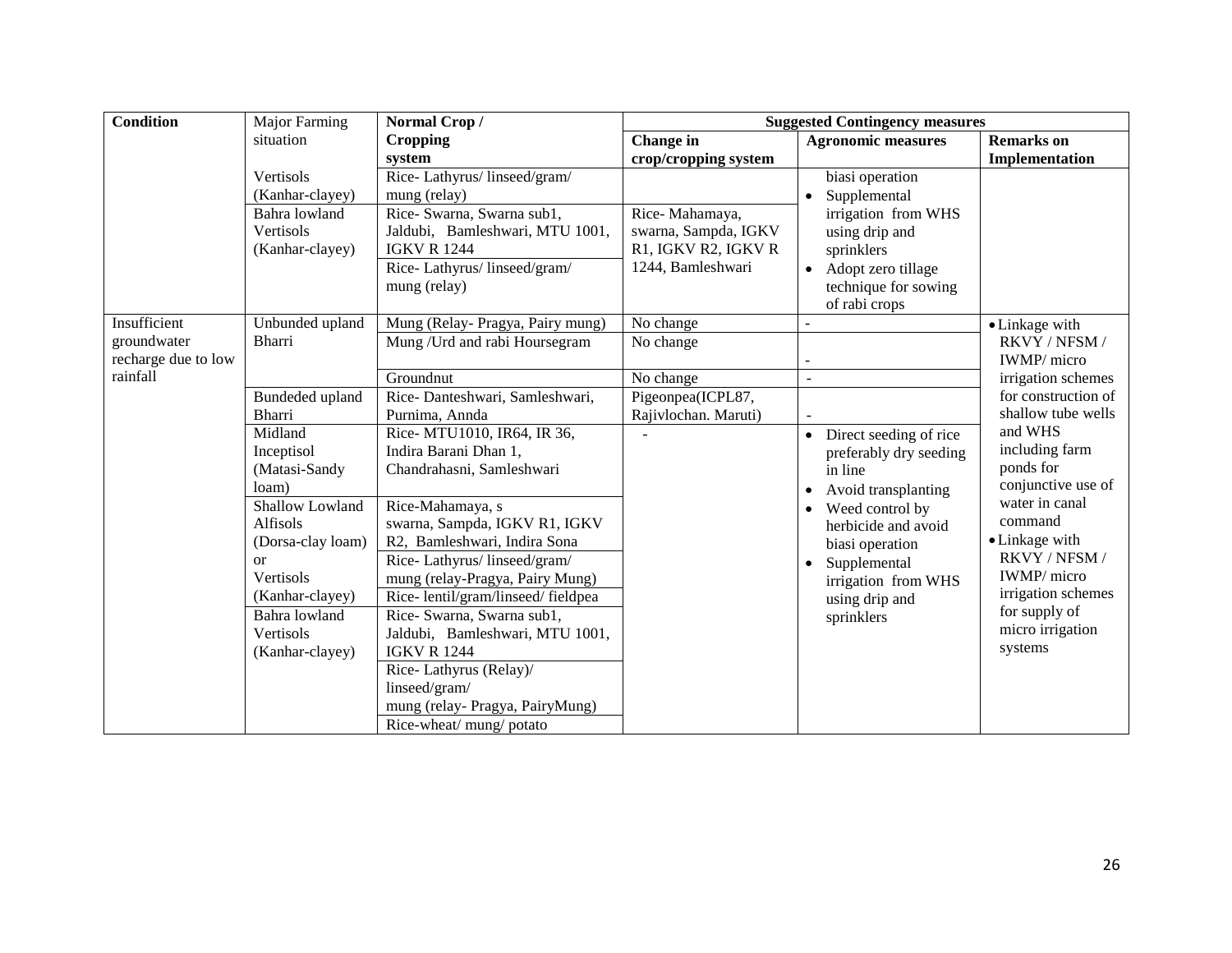| Condition | Major Farming situation | Normal Crop / Cropping system | Suggested Contingency measures | | |
|---|---|---|---|---|---|
| | | | Change in crop/cropping system | Agronomic measures | Remarks on Implementation |
| | Vertisols (Kanhar-clayey) | Rice- Lathyrus/ linseed/gram/ mung (relay) | | biasi operation<br>• Supplemental irrigation from WHS using drip and sprinklers<br>• Adopt zero tillage technique for sowing of rabi crops | |
| | Bahra lowland Vertisols (Kanhar-clayey) | Rice- Swarna, Swarna sub1, Jaldubi, Bamleshwari, MTU 1001, IGKV R 1244 | Rice- Mahamaya, swarna, Sampda, IGKV R1, IGKV R2, IGKV R 1244, Bamleshwari | | |
| | | Rice- Lathyrus/ linseed/gram/ mung (relay) | | | |
| Insufficient groundwater recharge due to low rainfall | Unbunded upland Bharri | Mung (Relay- Pragya, Pairy mung) | No change | - | • Linkage with RKVY / NFSM / IWMP/ micro irrigation schemes for construction of shallow tube wells and WHS including farm ponds for conjunctive use of water in canal command<br>• Linkage with RKVY / NFSM / IWMP/ micro irrigation schemes for supply of micro irrigation systems |
| | | Mung /Urd and rabi Hoursegram | No change | - | |
| | | Groundnut | No change | - | |
| | Bundeded upland Bharri | Rice- Danteshwari, Samleshwari, Purnima, Annda | Pigeonpea(ICPL87, Rajivlochan. Maruti) | - | |
| | Midland Inceptisol (Matasi-Sandy loam) | Rice- MTU1010, IR64, IR 36, Indira Barani Dhan 1, Chandrahasni, Samleshwari | - | • Direct seeding of rice preferably dry seeding in line<br>• Avoid transplanting<br>• Weed control by herbicide and avoid biasi operation<br>• Supplemental irrigation from WHS using drip and sprinklers | |
| | Shallow Lowland Alfisols (Dorsa-clay loam) or Vertisols (Kanhar-clayey) | Rice-Mahamaya, s swarna, Sampda, IGKV R1, IGKV R2, Bamleshwari, Indira Sona | | | |
| | | Rice- Lathyrus/ linseed/gram/ mung (relay-Pragya, Pairy Mung) | | | |
| | | Rice- lentil/gram/linseed/ fieldpea | | | |
| | Bahra lowland Vertisols (Kanhar-clayey) | Rice- Swarna, Swarna sub1, Jaldubi, Bamleshwari, MTU 1001, IGKV R 1244 | | | |
| | | Rice- Lathyrus (Relay)/ linseed/gram/ mung (relay- Pragya, PairyMung) | | | |
| | | Rice-wheat/ mung/ potato | | | |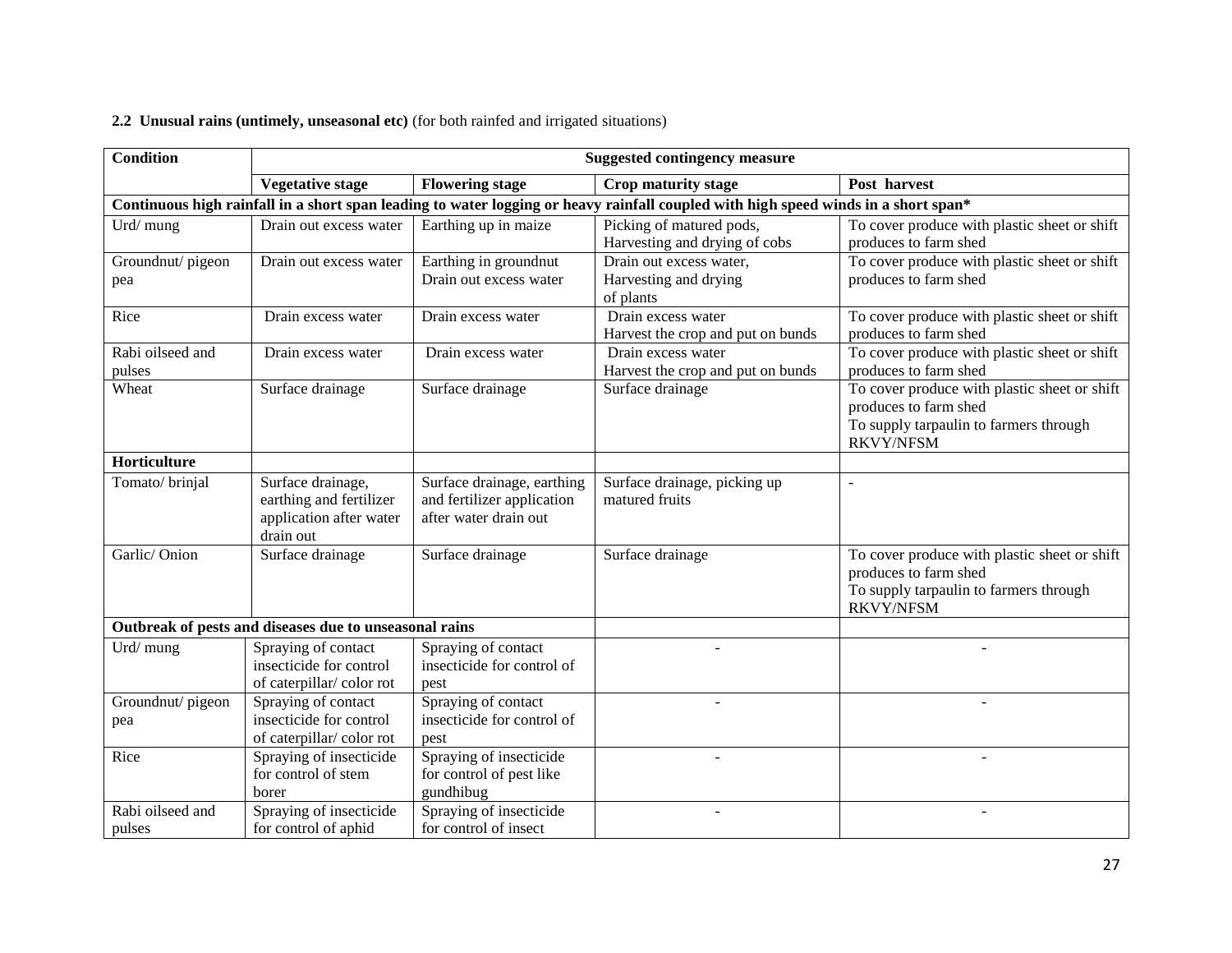**2.2 Unusual rains (untimely, unseasonal etc)** (for both rainfed and irrigated situations)

| Condition | Suggested contingency measure | | | |
|---|---|---|---|---|
| | **Vegetative stage** | **Flowering stage** | **Crop maturity stage** | **Post harvest** |
| **Continuous high rainfall in a short span leading to water logging or heavy rainfall coupled with high speed winds in a short span*** | | | | |
| Urd/ mung | Drain out excess water | Earthing up in maize | Picking of matured pods, Harvesting and drying of cobs | To cover produce with plastic sheet or shift produces to farm shed |
| Groundnut/ pigeon pea | Drain out excess water | Earthing in groundnut Drain out excess water | Drain out excess water, Harvesting and drying of plants | To cover produce with plastic sheet or shift produces to farm shed |
| Rice | Drain excess water | Drain excess water | Drain excess water Harvest the crop and put on bunds | To cover produce with plastic sheet or shift produces to farm shed |
| Rabi oilseed and pulses | Drain excess water | Drain excess water | Drain excess water Harvest the crop and put on bunds | To cover produce with plastic sheet or shift produces to farm shed |
| Wheat | Surface drainage | Surface drainage | Surface drainage | To cover produce with plastic sheet or shift produces to farm shed To supply tarpaulin to farmers through RKVY/NFSM |
| **Horticulture** | | | | |
| Tomato/ brinjal | Surface drainage, earthing and fertilizer application after water drain out | Surface drainage, earthing and fertilizer application after water drain out | Surface drainage, picking up matured fruits | - |
| Garlic/ Onion | Surface drainage | Surface drainage | Surface drainage | To cover produce with plastic sheet or shift produces to farm shed To supply tarpaulin to farmers through RKVY/NFSM |
| **Outbreak of pests and diseases due to unseasonal rains** | | | | |
| Urd/ mung | Spraying of contact insecticide for control of caterpillar/ color rot | Spraying of contact insecticide for control of pest | - | - |
| Groundnut/ pigeon pea | Spraying of contact insecticide for control of caterpillar/ color rot | Spraying of contact insecticide for control of pest | - | - |
| Rice | Spraying of insecticide for control of stem borer | Spraying of insecticide for control of pest like gundhibug | - | - |
| Rabi oilseed and pulses | Spraying of insecticide for control of aphid | Spraying of insecticide for control of insect | - | - |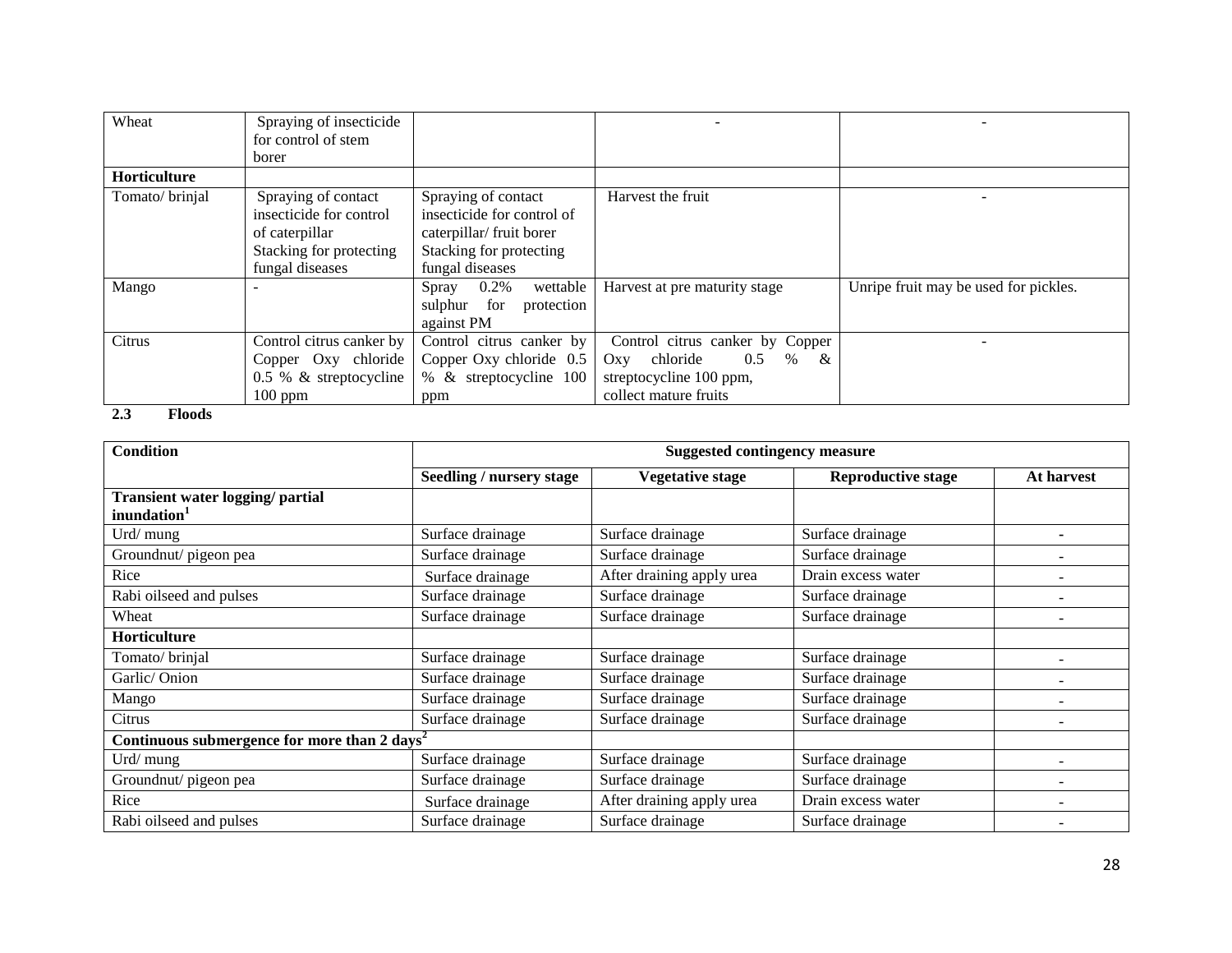| Wheat | Spraying of insecticide for control of stem borer | | - | - |
|---|---|---|---|---|
| **Horticulture** | | | | |
| Tomato/ brinjal | Spraying of contact insecticide for control of caterpillar Stacking for protecting fungal diseases | Spraying of contact insecticide for control of caterpillar/ fruit borer Stacking for protecting fungal diseases | Harvest the fruit | - |
| Mango | - | Spray 0.2% wettable sulphur for protection against PM | Harvest at pre maturity stage | Unripe fruit may be used for pickles. |
| Citrus | Control citrus canker by Copper Oxy chloride 0.5 % & streptocycline 100 ppm | Control citrus canker by Copper Oxy chloride 0.5 % & streptocycline 100 ppm | Control citrus canker by Copper Oxy chloride 0.5 % & streptocycline 100 ppm, collect mature fruits | - |

**2.3 Floods**

| Condition | Suggested contingency measure | | | |
|---|---|---|---|---|
| | Seedling / nursery stage | Vegetative stage | Reproductive stage | At harvest |
| **Transient water logging/ partial inundation[1]** | | | | |
| Urd/ mung | Surface drainage | Surface drainage | Surface drainage | - |
| Groundnut/ pigeon pea | Surface drainage | Surface drainage | Surface drainage | - |
| Rice | Surface drainage | After draining apply urea | Drain excess water | - |
| Rabi oilseed and pulses | Surface drainage | Surface drainage | Surface drainage | - |
| Wheat | Surface drainage | Surface drainage | Surface drainage | - |
| **Horticulture** | | | | |
| Tomato/ brinjal | Surface drainage | Surface drainage | Surface drainage | - |
| Garlic/ Onion | Surface drainage | Surface drainage | Surface drainage | - |
| Mango | Surface drainage | Surface drainage | Surface drainage | - |
| Citrus | Surface drainage | Surface drainage | Surface drainage | - |
| **Continuous submergence for more than 2 days[2]** | | | | |
| Urd/ mung | Surface drainage | Surface drainage | Surface drainage | - |
| Groundnut/ pigeon pea | Surface drainage | Surface drainage | Surface drainage | - |
| Rice | Surface drainage | After draining apply urea | Drain excess water | - |
| Rabi oilseed and pulses | Surface drainage | Surface drainage | Surface drainage | - |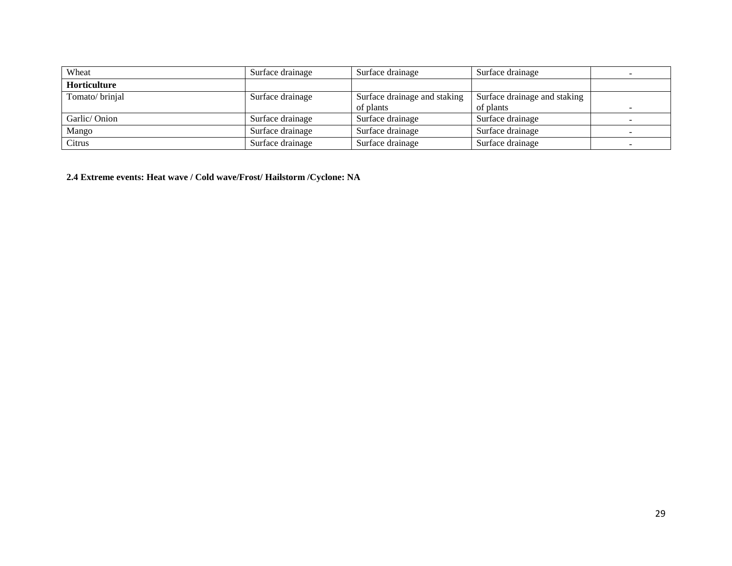| | | | | |
|---|---|---|---|---|
| Wheat | Surface drainage | Surface drainage | Surface drainage | - |
| **Horticulture** | | | | |
| Tomato/ brinjal | Surface drainage | Surface drainage and staking of plants | Surface drainage and staking of plants | - |
| Garlic/ Onion | Surface drainage | Surface drainage | Surface drainage | - |
| Mango | Surface drainage | Surface drainage | Surface drainage | - |
| Citrus | Surface drainage | Surface drainage | Surface drainage | - |

**2.4 Extreme events: Heat wave / Cold wave/Frost/ Hailstorm /Cyclone: NA**